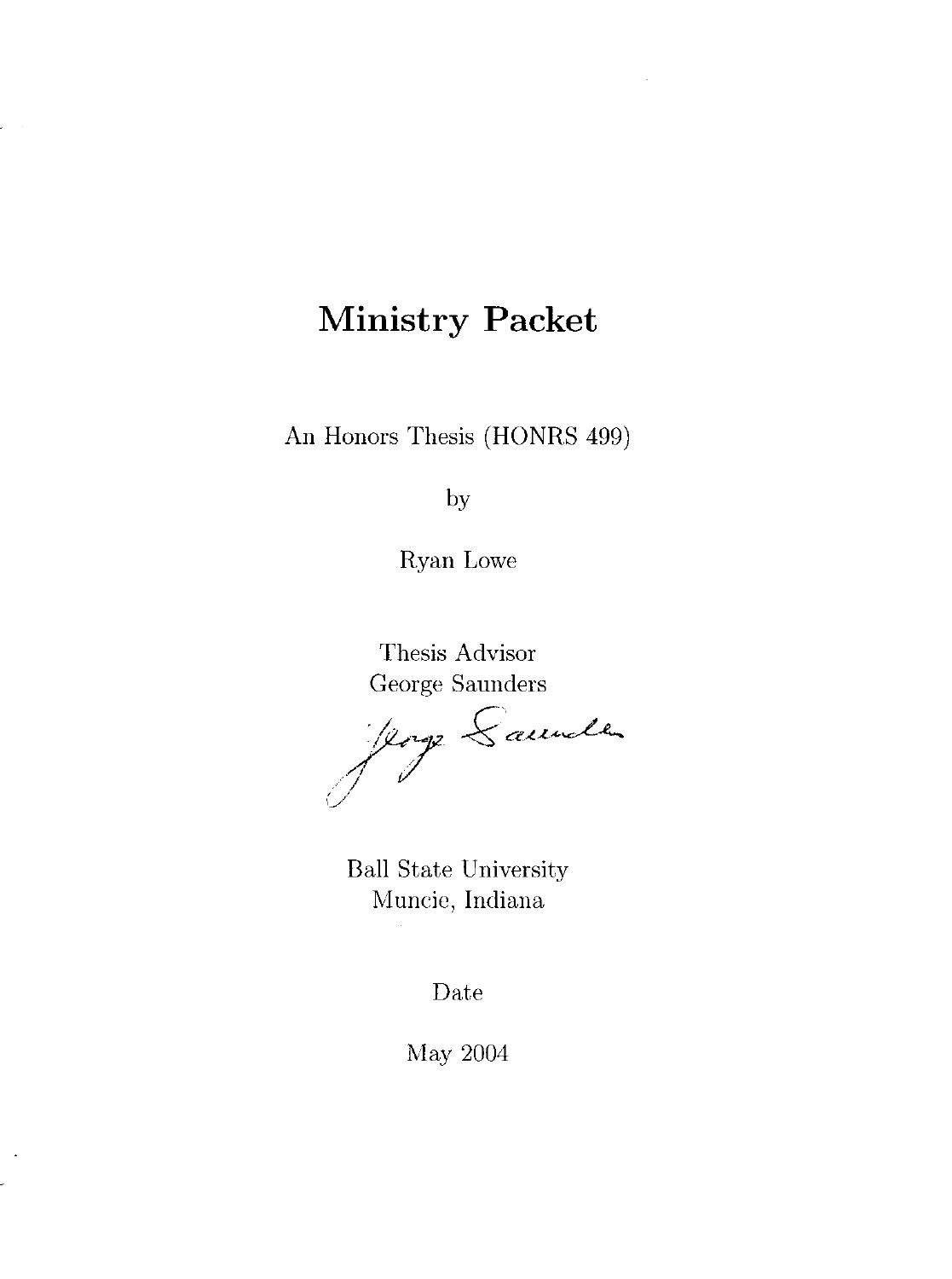# Ministry Packet

An Honors Thesis (HONRS 499)

by

Ryan Lowe

Thesis Advisor
George Saunders

Ball State University
Muncie, Indiana

Date

May 2004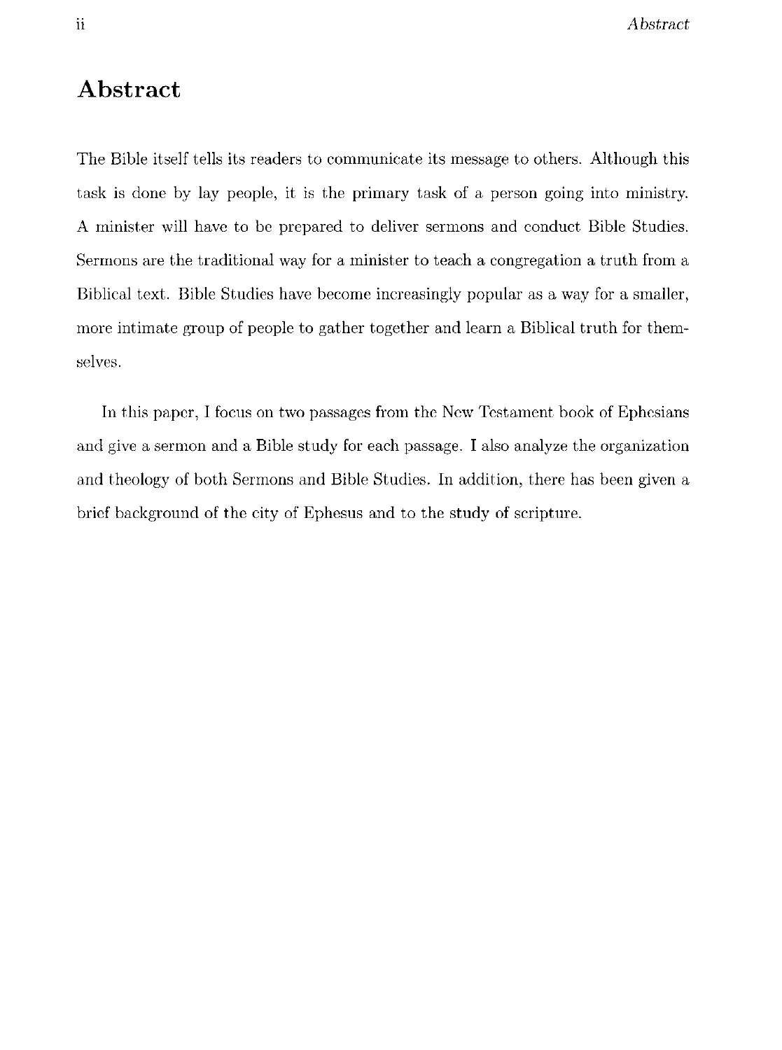# Abstract

The Bible itself tells its readers to communicate its message to others. Although this task is done by lay people, it is the primary task of a person going into ministry. A minister will have to be prepared to deliver sermons and conduct Bible Studies. Sermons are the traditional way for a minister to teach a congregation a truth from a Biblical text. Bible Studies have become increasingly popular as a way for a smaller, more intimate group of people to gather together and learn a Biblical truth for themselves.

In this paper, I focus on two passages from the New Testament book of Ephesians and give a sermon and a Bible study for each passage. I also analyze the organization and theology of both Sermons and Bible Studies. In addition, there has been given a brief background of the city of Ephesus and to the study of scripture.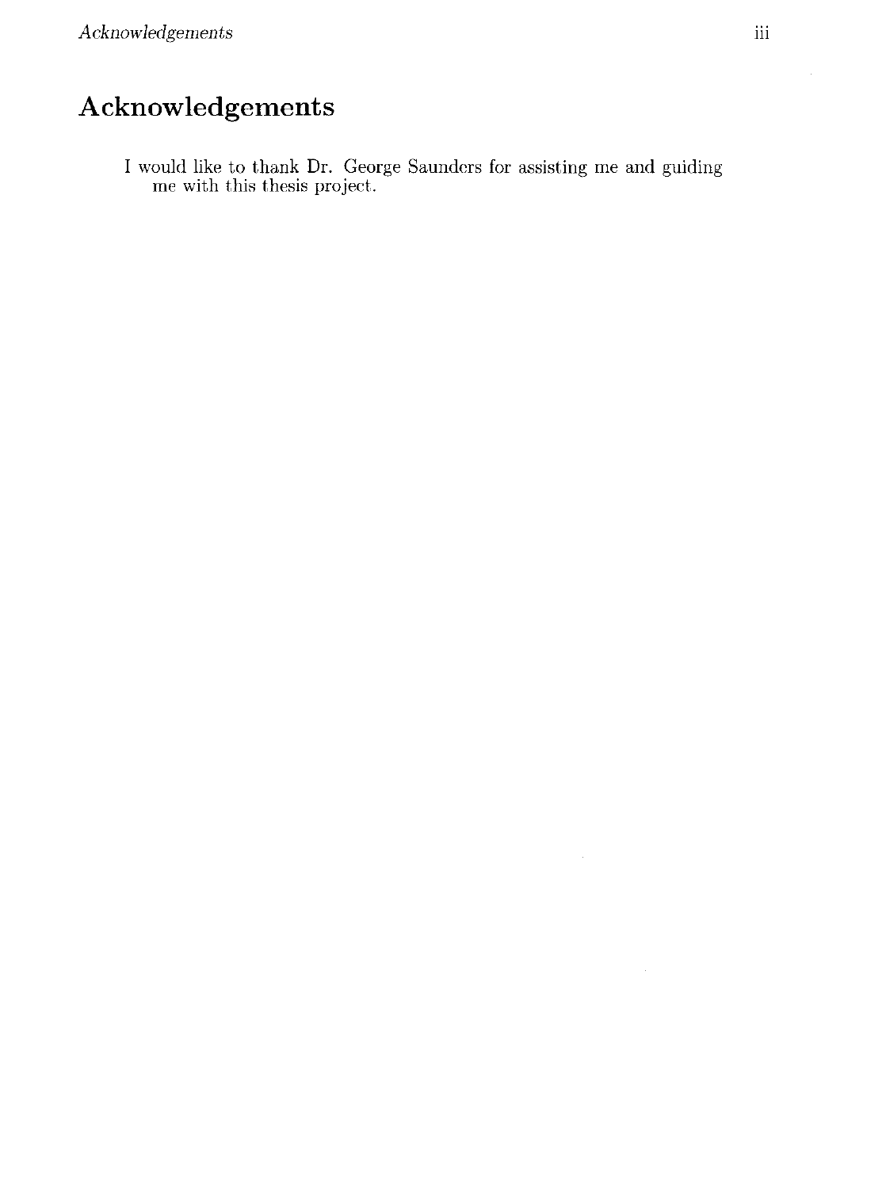# Acknowledgements

I would like to thank Dr. George Saunders for assisting me and guiding me with this thesis project.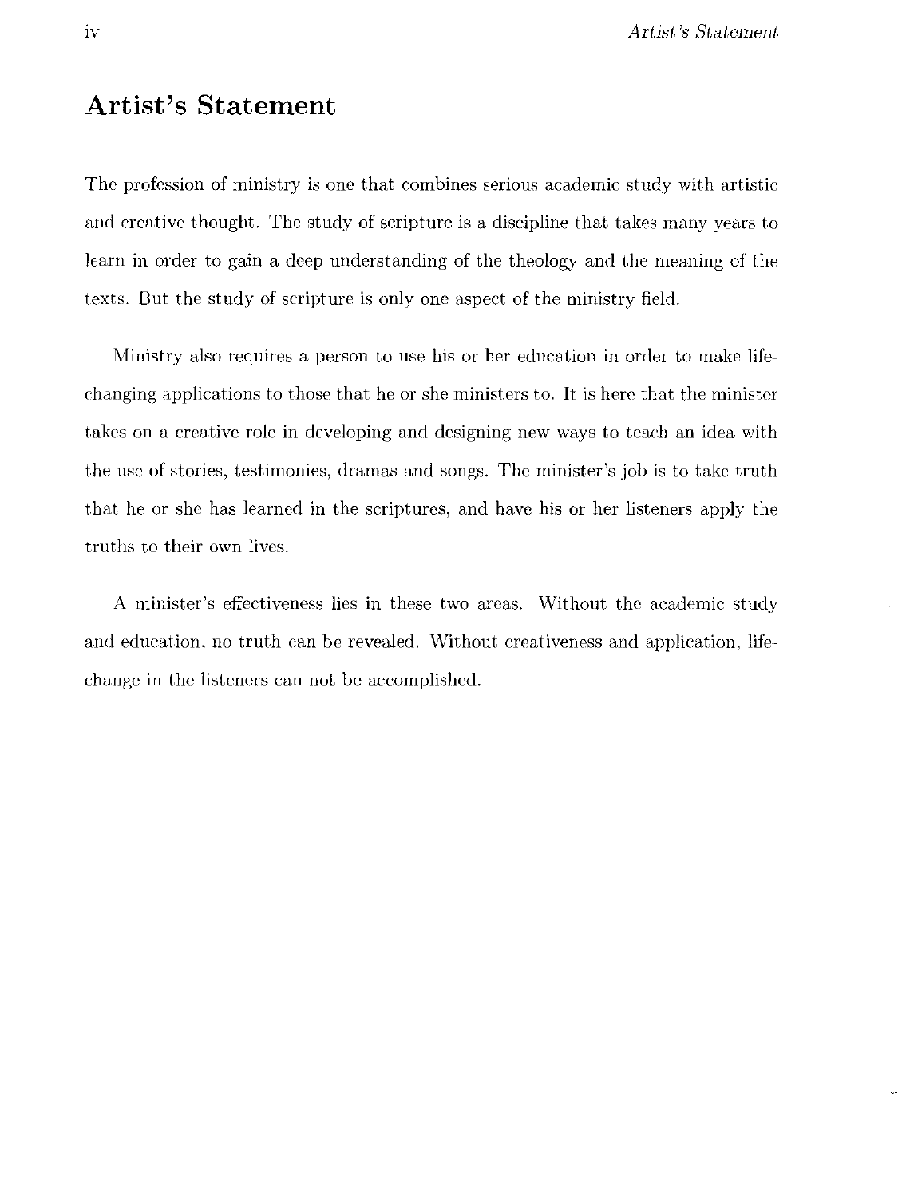# Artist's Statement

The profession of ministry is one that combines serious academic study with artistic and creative thought. The study of scripture is a discipline that takes many years to learn in order to gain a deep understanding of the theology and the meaning of the texts. But the study of scripture is only one aspect of the ministry field.

Ministry also requires a person to use his or her education in order to make life-changing applications to those that he or she ministers to. It is here that the minister takes on a creative role in developing and designing new ways to teach an idea with the use of stories, testimonies, dramas and songs. The minister's job is to take truth that he or she has learned in the scriptures, and have his or her listeners apply the truths to their own lives.

A minister's effectiveness lies in these two areas. Without the academic study and education, no truth can be revealed. Without creativeness and application, life-change in the listeners can not be accomplished.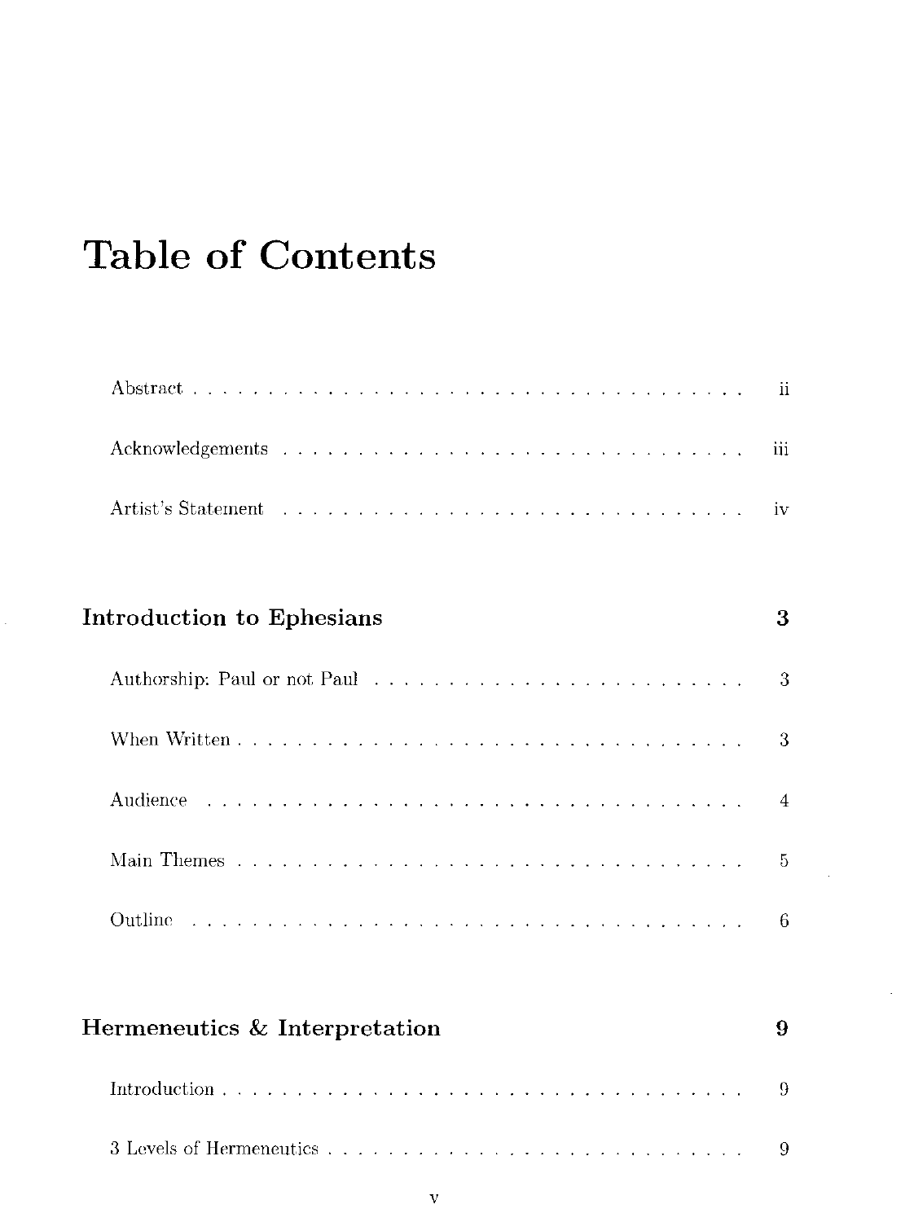# Table of Contents

Abstract . . . . . . . . . . . . . . . . . . . . . . . . . . . . . . . . . . . ii

Acknowledgements . . . . . . . . . . . . . . . . . . . . . . . . . . . . . . iii

Artist's Statement . . . . . . . . . . . . . . . . . . . . . . . . . . . . . . iv

**Introduction to Ephesians** **3**

Authorship: Paul or not Paul . . . . . . . . . . . . . . . . . . . . . . . . 3

When Written . . . . . . . . . . . . . . . . . . . . . . . . . . . . . . . . 3

Audience . . . . . . . . . . . . . . . . . . . . . . . . . . . . . . . . . . 4

Main Themes . . . . . . . . . . . . . . . . . . . . . . . . . . . . . . . . 5

Outline . . . . . . . . . . . . . . . . . . . . . . . . . . . . . . . . . . . 6

**Hermeneutics & Interpretation** **9**

Introduction . . . . . . . . . . . . . . . . . . . . . . . . . . . . . . . . . 9

3 Levels of Hermeneutics . . . . . . . . . . . . . . . . . . . . . . . . . . 9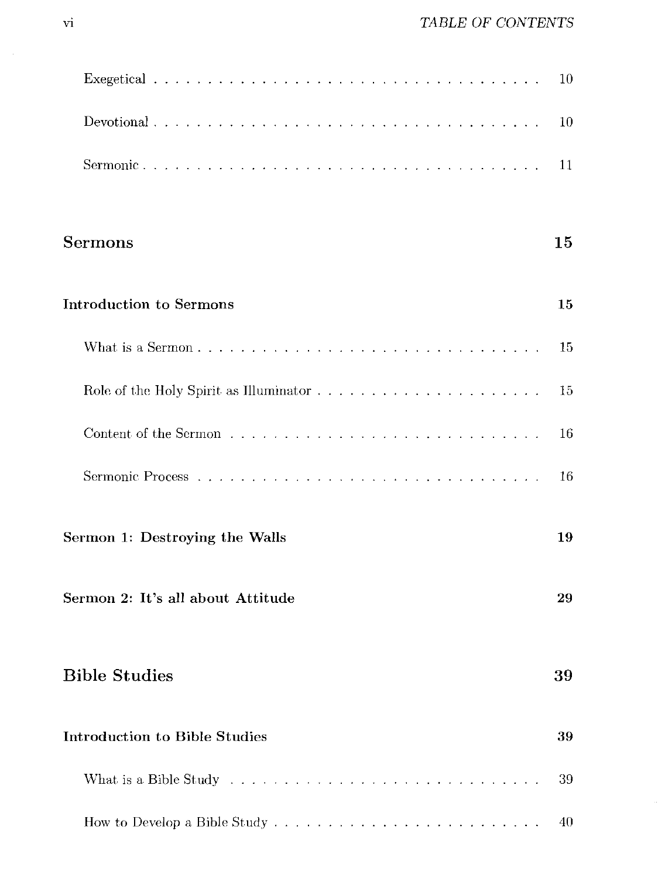Exegetical . . . . . . . . . . . . . . . . . . . . . . . . . . . . . . . . . . 10

Devotional . . . . . . . . . . . . . . . . . . . . . . . . . . . . . . . . . . 10

Sermonic . . . . . . . . . . . . . . . . . . . . . . . . . . . . . . . . . . 11

**Sermons** **15**

**Introduction to Sermons** **15**

What is a Sermon . . . . . . . . . . . . . . . . . . . . . . . . . . . . . 15

Role of the Holy Spirit as Illuminator . . . . . . . . . . . . . . . . . . . . 15

Content of the Sermon . . . . . . . . . . . . . . . . . . . . . . . . . . . 16

Sermonic Process . . . . . . . . . . . . . . . . . . . . . . . . . . . . . 16

**Sermon 1: Destroying the Walls** **19**

**Sermon 2: It's all about Attitude** **29**

**Bible Studies** **39**

**Introduction to Bible Studies** **39**

What is a Bible Study . . . . . . . . . . . . . . . . . . . . . . . . . . . 39

How to Develop a Bible Study . . . . . . . . . . . . . . . . . . . . . . . 40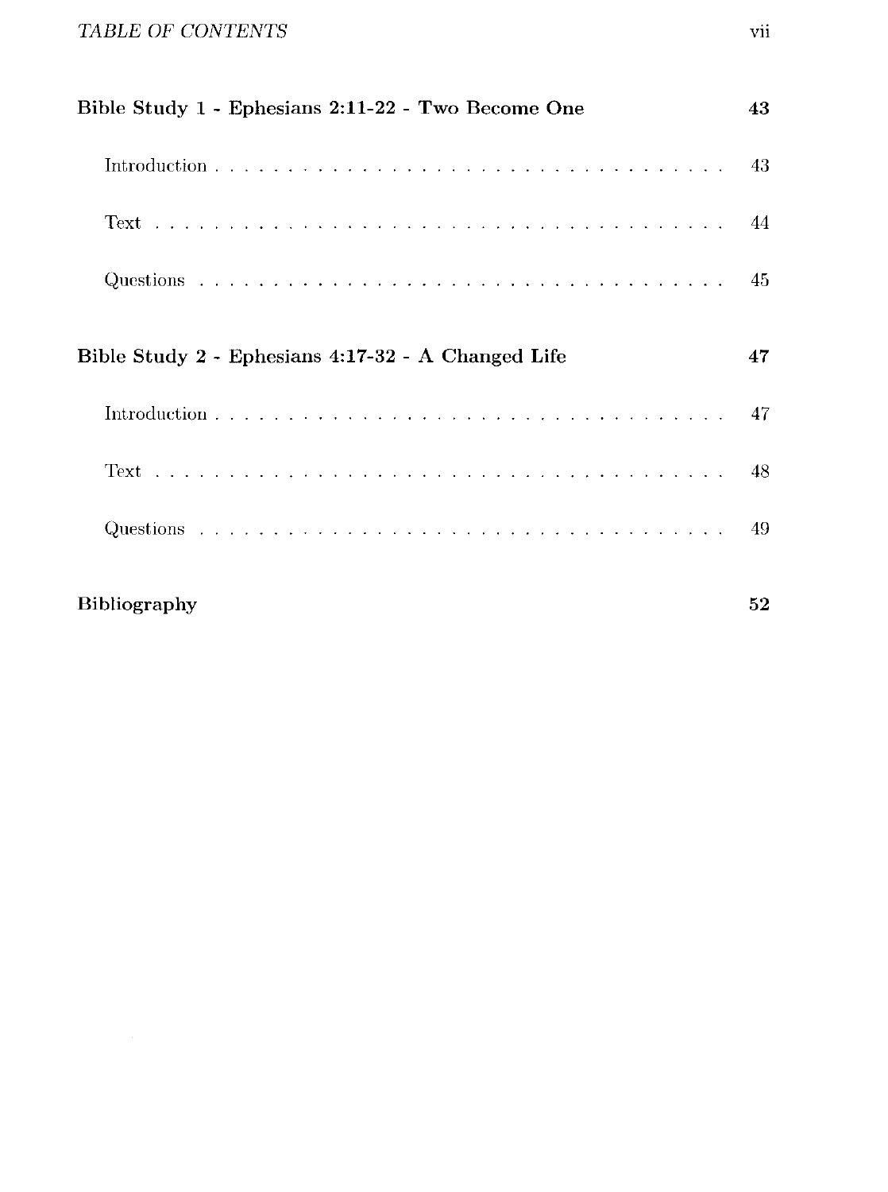**Bible Study 1 - Ephesians 2:11-22 - Two Become One** 43

Introduction . . . . . . . . . . . . . . . . . . . . . . . . . . . . . . . . 43

Text . . . . . . . . . . . . . . . . . . . . . . . . . . . . . . . . . . . 44

Questions . . . . . . . . . . . . . . . . . . . . . . . . . . . . . . . . 45

**Bible Study 2 - Ephesians 4:17-32 - A Changed Life** 47

Introduction . . . . . . . . . . . . . . . . . . . . . . . . . . . . . . . . 47

Text . . . . . . . . . . . . . . . . . . . . . . . . . . . . . . . . . . . 48

Questions . . . . . . . . . . . . . . . . . . . . . . . . . . . . . . . . 49

**Bibliography** 52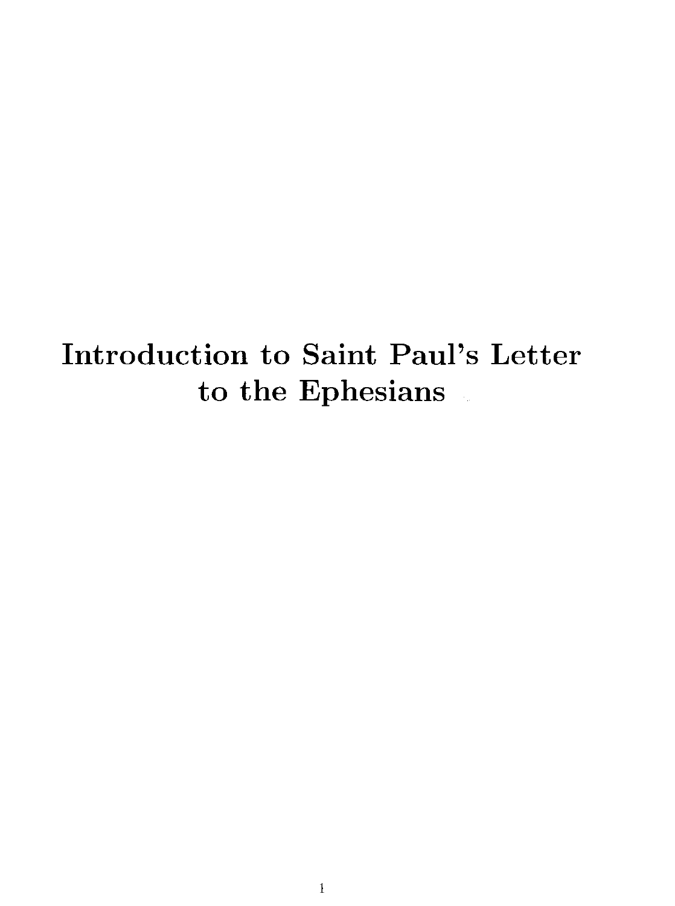# Introduction to Saint Paul's Letter to the Ephesians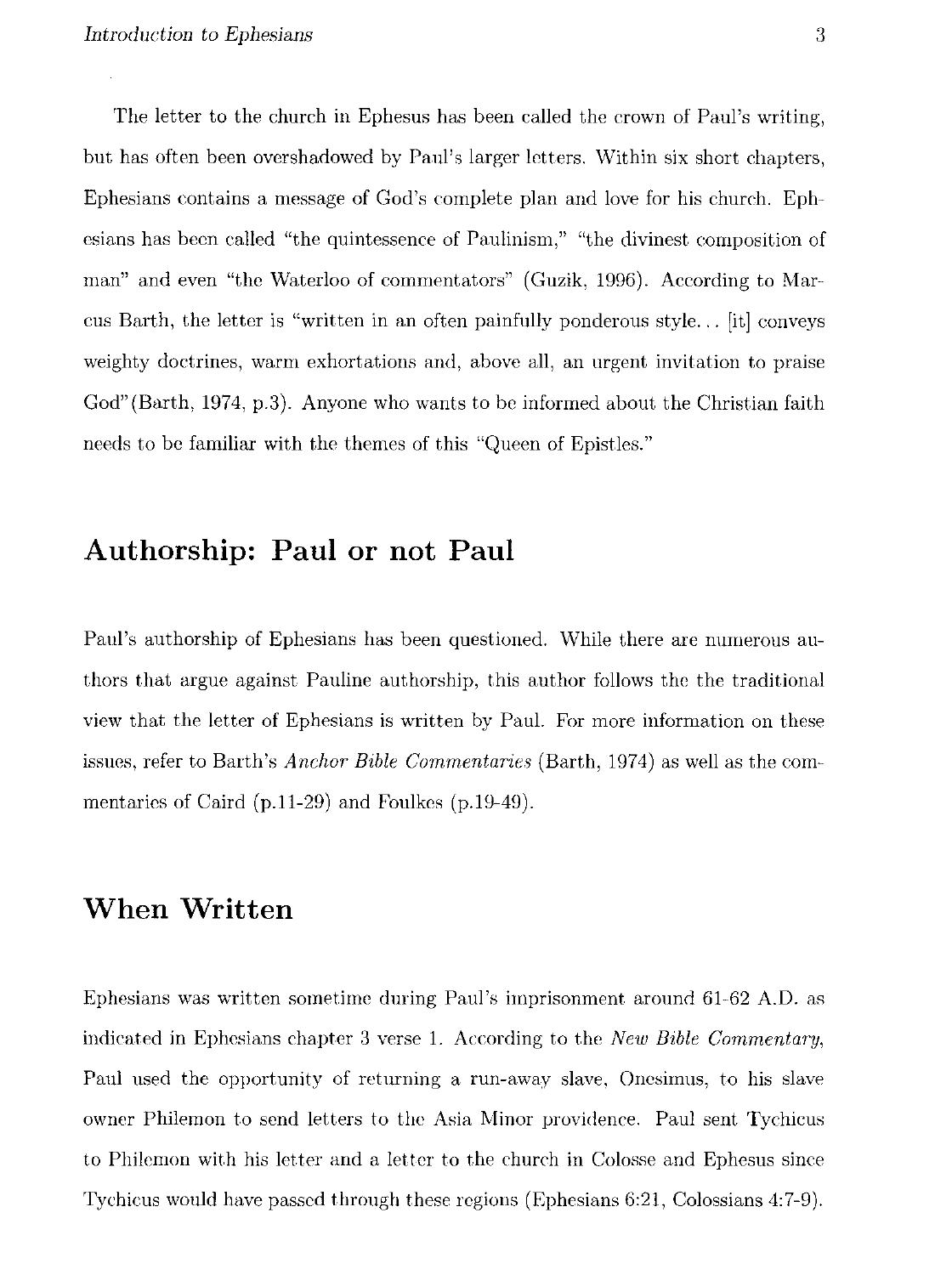The letter to the church in Ephesus has been called the crown of Paul's writing, but has often been overshadowed by Paul's larger letters. Within six short chapters, Ephesians contains a message of God's complete plan and love for his church. Ephesians has been called "the quintessence of Paulinism," "the divinest composition of man" and even "the Waterloo of commentators" (Guzik, 1996). According to Marcus Barth, the letter is "written in an often painfully ponderous style... [it] conveys weighty doctrines, warm exhortations and, above all, an urgent invitation to praise God"(Barth, 1974, p.3). Anyone who wants to be informed about the Christian faith needs to be familiar with the themes of this "Queen of Epistles."

## Authorship: Paul or not Paul

Paul's authorship of Ephesians has been questioned. While there are numerous authors that argue against Pauline authorship, this author follows the the traditional view that the letter of Ephesians is written by Paul. For more information on these issues, refer to Barth's *Anchor Bible Commentaries* (Barth, 1974) as well as the commentaries of Caird (p.11-29) and Foulkes (p.19-49).

## When Written

Ephesians was written sometime during Paul's imprisonment around 61-62 A.D. as indicated in Ephesians chapter 3 verse 1. According to the *New Bible Commentary*, Paul used the opportunity of returning a run-away slave, Onesimus, to his slave owner Philemon to send letters to the Asia Minor providence. Paul sent Tychicus to Philemon with his letter and a letter to the church in Colosse and Ephesus since Tychicus would have passed through these regions (Ephesians 6:21, Colossians 4:7-9).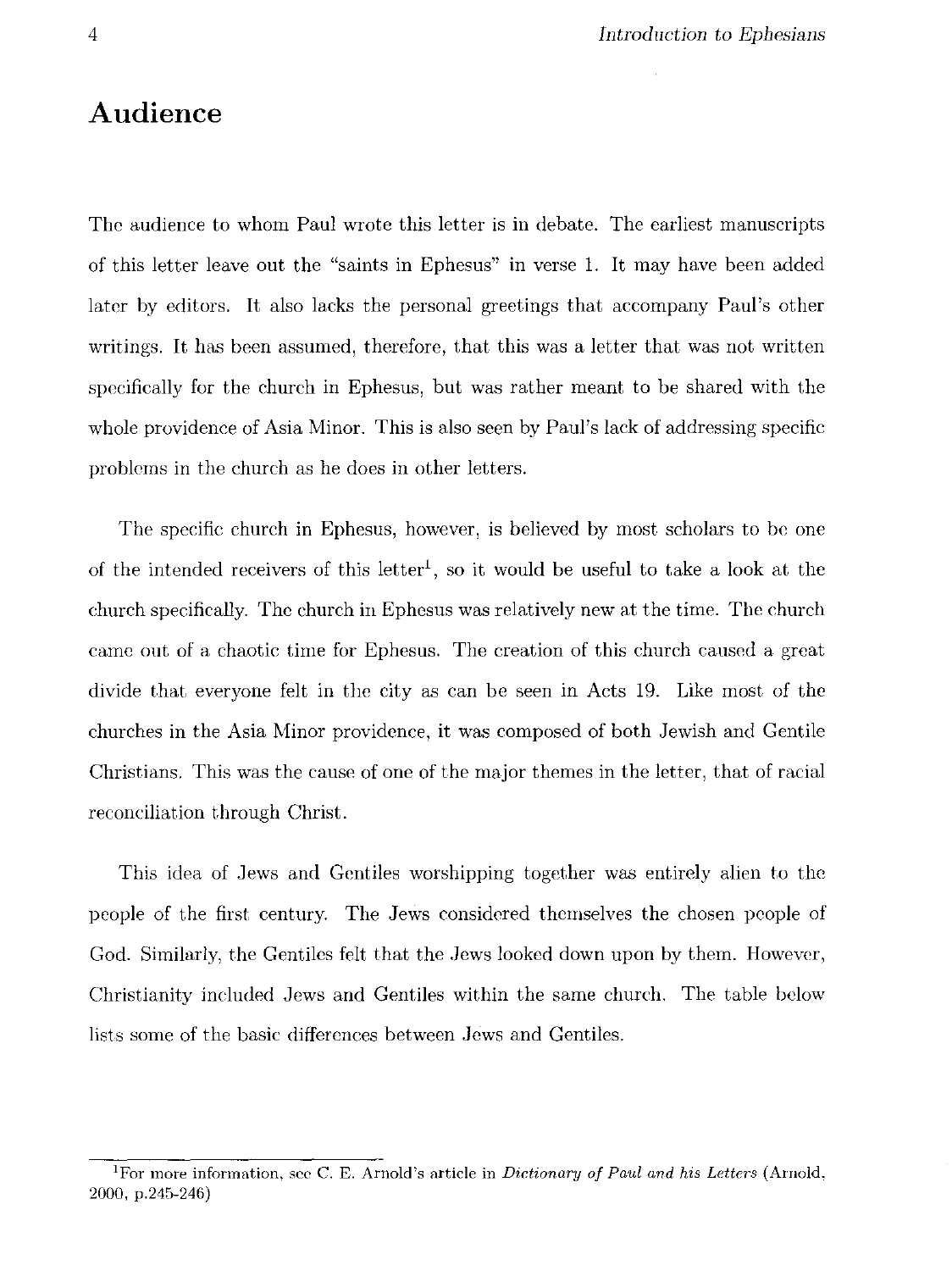## Audience

The audience to whom Paul wrote this letter is in debate. The earliest manuscripts of this letter leave out the "saints in Ephesus" in verse 1. It may have been added later by editors. It also lacks the personal greetings that accompany Paul's other writings. It has been assumed, therefore, that this was a letter that was not written specifically for the church in Ephesus, but was rather meant to be shared with the whole providence of Asia Minor. This is also seen by Paul's lack of addressing specific problems in the church as he does in other letters.

The specific church in Ephesus, however, is believed by most scholars to be one of the intended receivers of this letter[1], so it would be useful to take a look at the church specifically. The church in Ephesus was relatively new at the time. The church came out of a chaotic time for Ephesus. The creation of this church caused a great divide that everyone felt in the city as can be seen in Acts 19. Like most of the churches in the Asia Minor providence, it was composed of both Jewish and Gentile Christians. This was the cause of one of the major themes in the letter, that of racial reconciliation through Christ.

This idea of Jews and Gentiles worshipping together was entirely alien to the people of the first century. The Jews considered themselves the chosen people of God. Similarly, the Gentiles felt that the Jews looked down upon by them. However, Christianity included Jews and Gentiles within the same church. The table below lists some of the basic differences between Jews and Gentiles.

[1] For more information, see C. E. Arnold's article in *Dictionary of Paul and his Letters* (Arnold, 2000, p.245-246)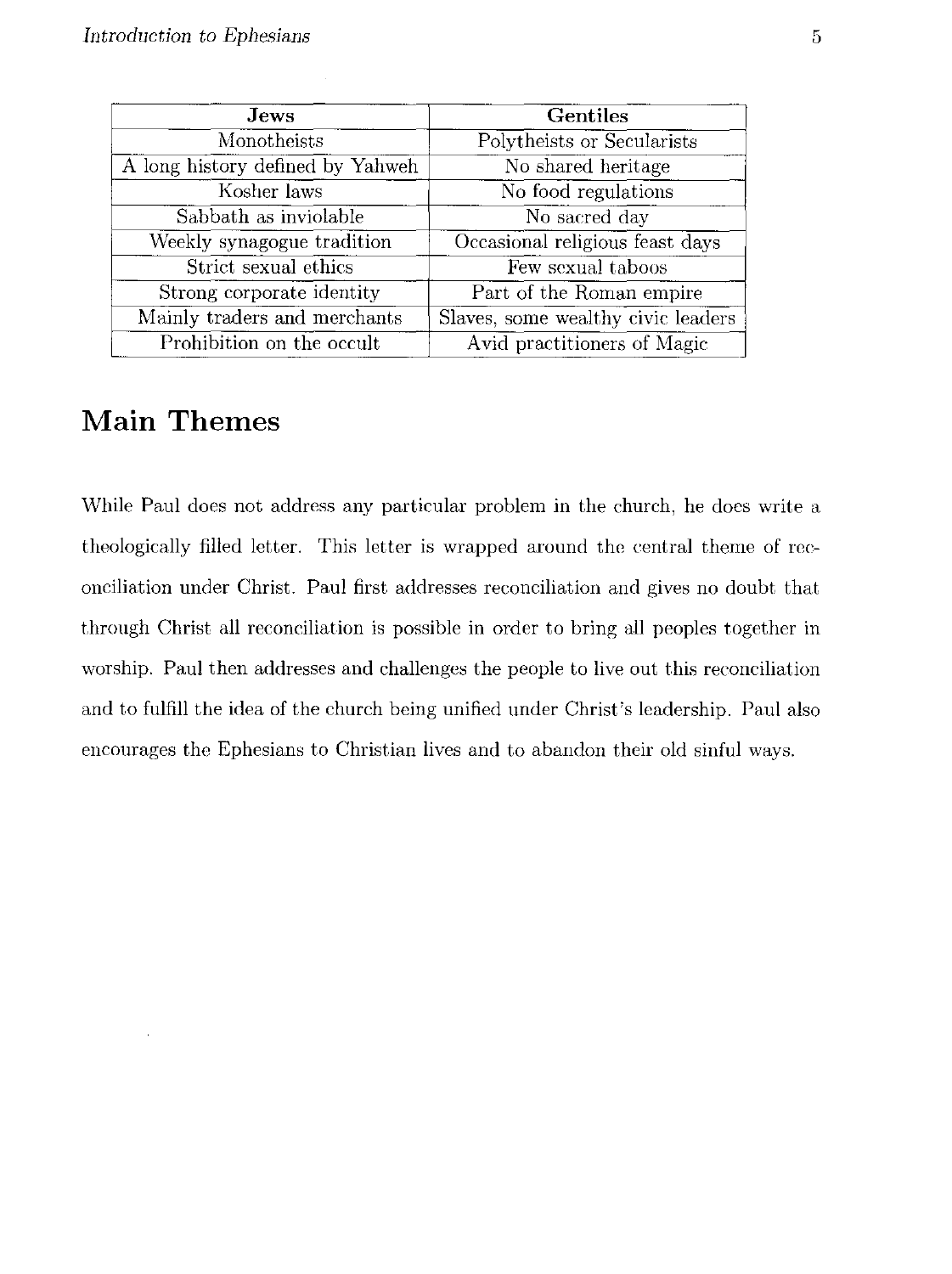| Jews | Gentiles |
| --- | --- |
| Monotheists | Polytheists or Secularists |
| A long history defined by Yahweh | No shared heritage |
| Kosher laws | No food regulations |
| Sabbath as inviolable | No sacred day |
| Weekly synagogue tradition | Occasional religious feast days |
| Strict sexual ethics | Few sexual taboos |
| Strong corporate identity | Part of the Roman empire |
| Mainly traders and merchants | Slaves, some wealthy civic leaders |
| Prohibition on the occult | Avid practitioners of Magic |

## Main Themes

While Paul does not address any particular problem in the church, he does write a theologically filled letter. This letter is wrapped around the central theme of reconciliation under Christ. Paul first addresses reconciliation and gives no doubt that through Christ all reconciliation is possible in order to bring all peoples together in worship. Paul then addresses and challenges the people to live out this reconciliation and to fulfill the idea of the church being unified under Christ's leadership. Paul also encourages the Ephesians to Christian lives and to abandon their old sinful ways.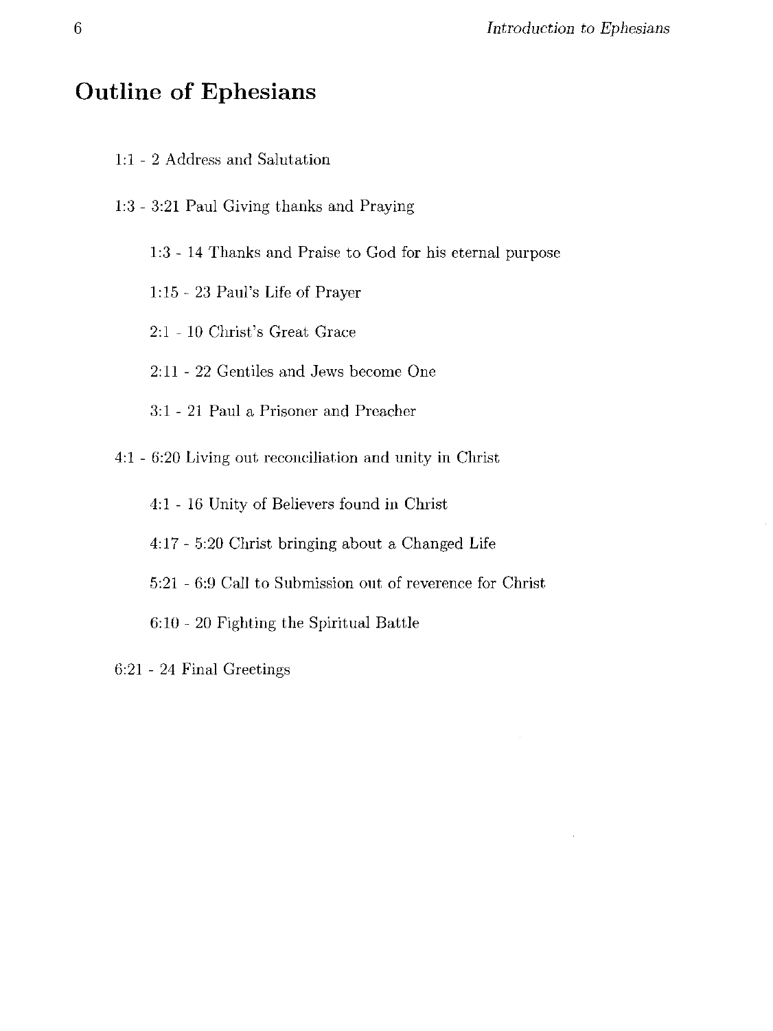## Outline of Ephesians

- 1:1 - 2 Address and Salutation
- 1:3 - 3:21 Paul Giving thanks and Praying
  - 1:3 - 14 Thanks and Praise to God for his eternal purpose
  - 1:15 - 23 Paul's Life of Prayer
  - 2:1 - 10 Christ's Great Grace
  - 2:11 - 22 Gentiles and Jews become One
  - 3:1 - 21 Paul a Prisoner and Preacher
- 4:1 - 6:20 Living out reconciliation and unity in Christ
  - 4:1 - 16 Unity of Believers found in Christ
  - 4:17 - 5:20 Christ bringing about a Changed Life
  - 5:21 - 6:9 Call to Submission out of reverence for Christ
  - 6:10 - 20 Fighting the Spiritual Battle
- 6:21 - 24 Final Greetings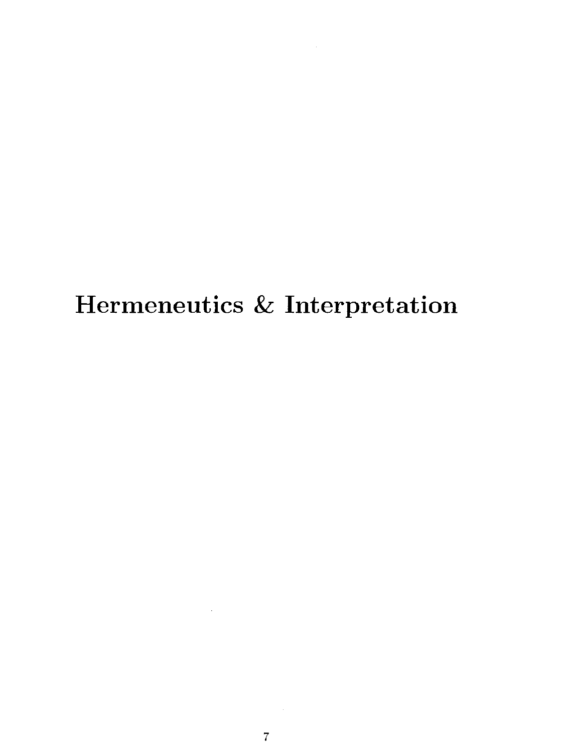# Hermeneutics & Interpretation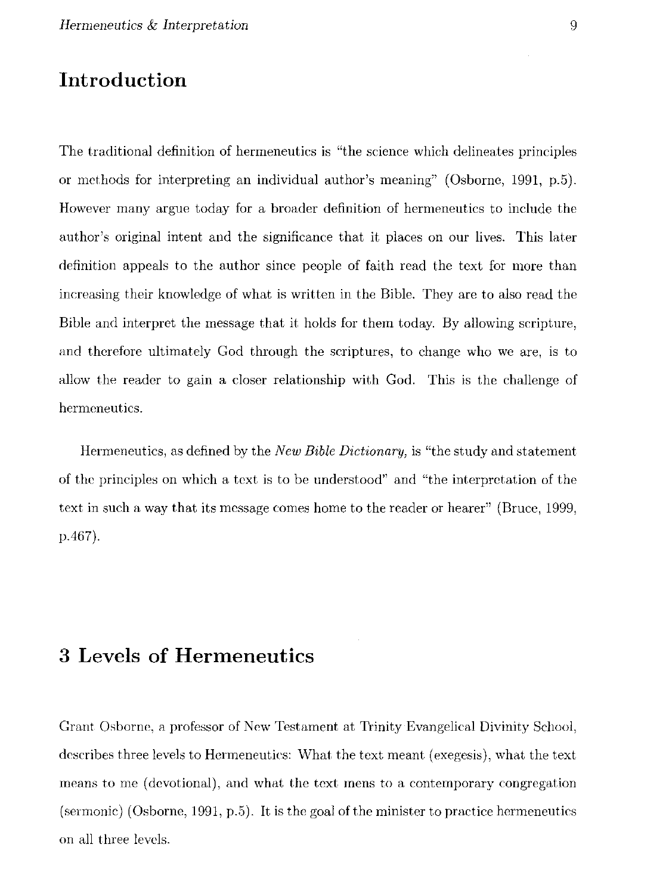# Introduction

The traditional definition of hermeneutics is "the science which delineates principles or methods for interpreting an individual author's meaning" (Osborne, 1991, p.5). However many argue today for a broader definition of hermeneutics to include the author's original intent and the significance that it places on our lives. This later definition appeals to the author since people of faith read the text for more than increasing their knowledge of what is written in the Bible. They are to also read the Bible and interpret the message that it holds for them today. By allowing scripture, and therefore ultimately God through the scriptures, to change who we are, is to allow the reader to gain a closer relationship with God. This is the challenge of hermeneutics.

Hermeneutics, as defined by the *New Bible Dictionary,* is "the study and statement of the principles on which a text is to be understood" and "the interpretation of the text in such a way that its message comes home to the reader or hearer" (Bruce, 1999, p.467).

# 3 Levels of Hermeneutics

Grant Osborne, a professor of New Testament at Trinity Evangelical Divinity School, describes three levels to Hermeneutics: What the text meant (exegesis), what the text means to me (devotional), and what the text mens to a contemporary congregation (sermonic) (Osborne, 1991, p.5). It is the goal of the minister to practice hermeneutics on all three levels.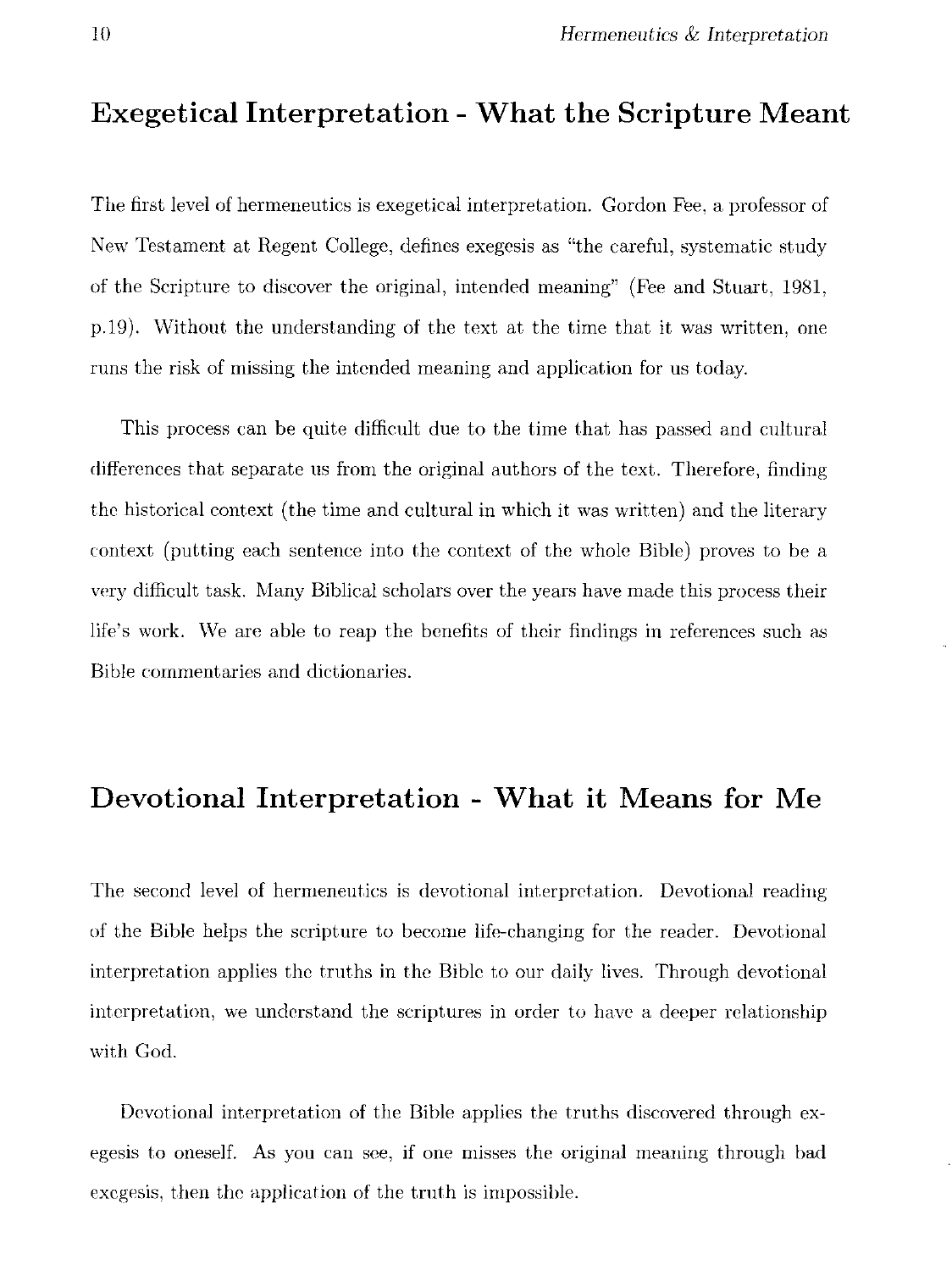## Exegetical Interpretation - What the Scripture Meant

The first level of hermeneutics is exegetical interpretation. Gordon Fee, a professor of New Testament at Regent College, defines exegesis as "the careful, systematic study of the Scripture to discover the original, intended meaning" (Fee and Stuart, 1981, p.19). Without the understanding of the text at the time that it was written, one runs the risk of missing the intended meaning and application for us today.

This process can be quite difficult due to the time that has passed and cultural differences that separate us from the original authors of the text. Therefore, finding the historical context (the time and cultural in which it was written) and the literary context (putting each sentence into the context of the whole Bible) proves to be a very difficult task. Many Biblical scholars over the years have made this process their life's work. We are able to reap the benefits of their findings in references such as Bible commentaries and dictionaries.

## Devotional Interpretation - What it Means for Me

The second level of hermeneutics is devotional interpretation. Devotional reading of the Bible helps the scripture to become life-changing for the reader. Devotional interpretation applies the truths in the Bible to our daily lives. Through devotional interpretation, we understand the scriptures in order to have a deeper relationship with God.

Devotional interpretation of the Bible applies the truths discovered through exegesis to oneself. As you can see, if one misses the original meaning through bad exegesis, then the application of the truth is impossible.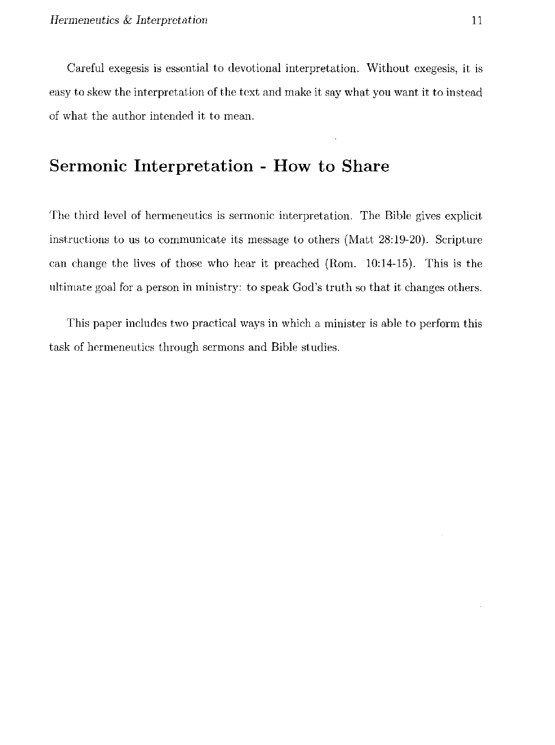Careful exegesis is essential to devotional interpretation. Without exegesis, it is easy to skew the interpretation of the text and make it say what you want it to instead of what the author intended it to mean.

## Sermonic Interpretation - How to Share

The third level of hermeneutics is sermonic interpretation. The Bible gives explicit instructions to us to communicate its message to others (Matt 28:19-20). Scripture can change the lives of those who hear it preached (Rom. 10:14-15). This is the ultimate goal for a person in ministry: to speak God's truth so that it changes others.

This paper includes two practical ways in which a minister is able to perform this task of hermeneutics through sermons and Bible studies.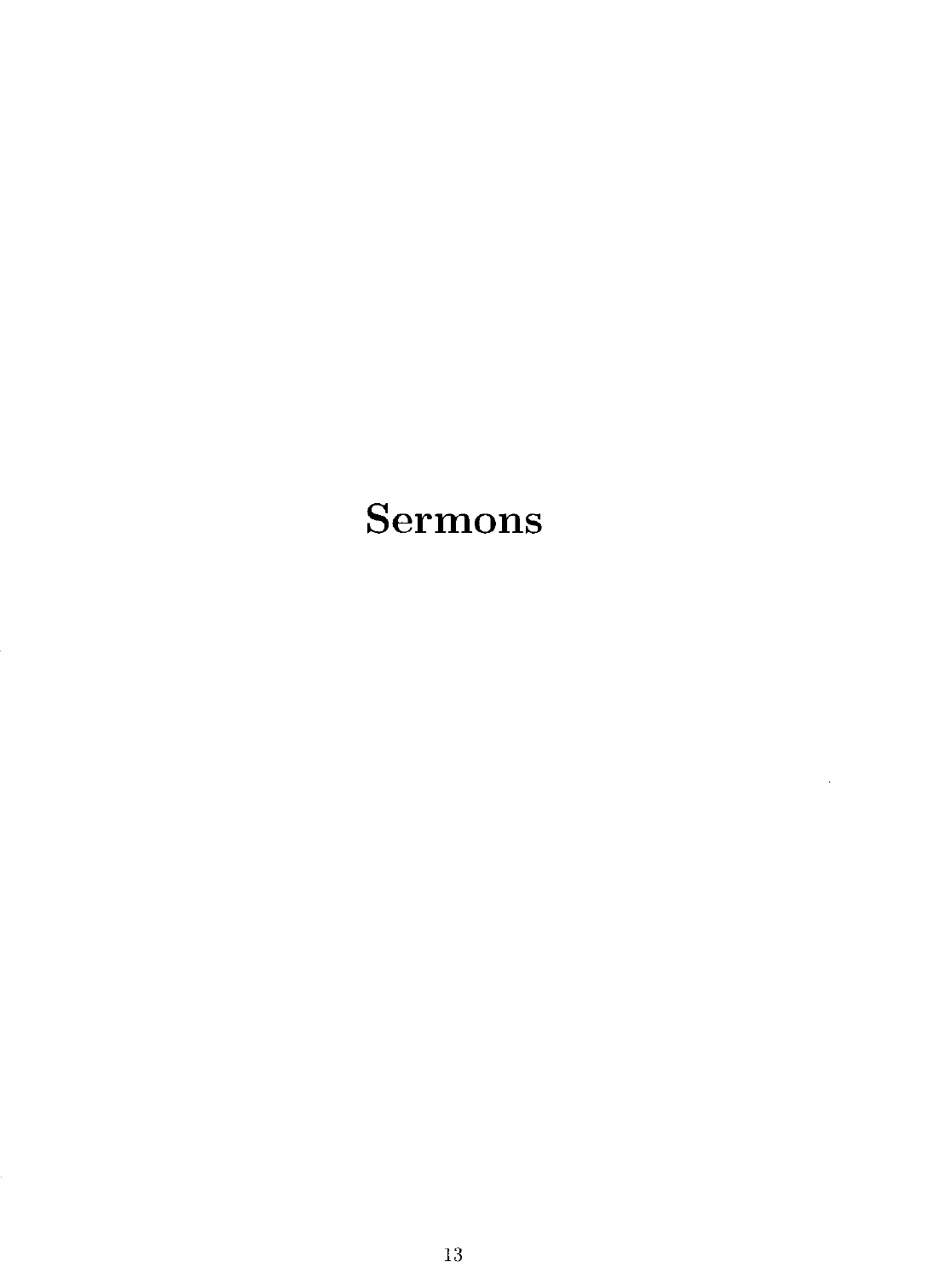# Sermons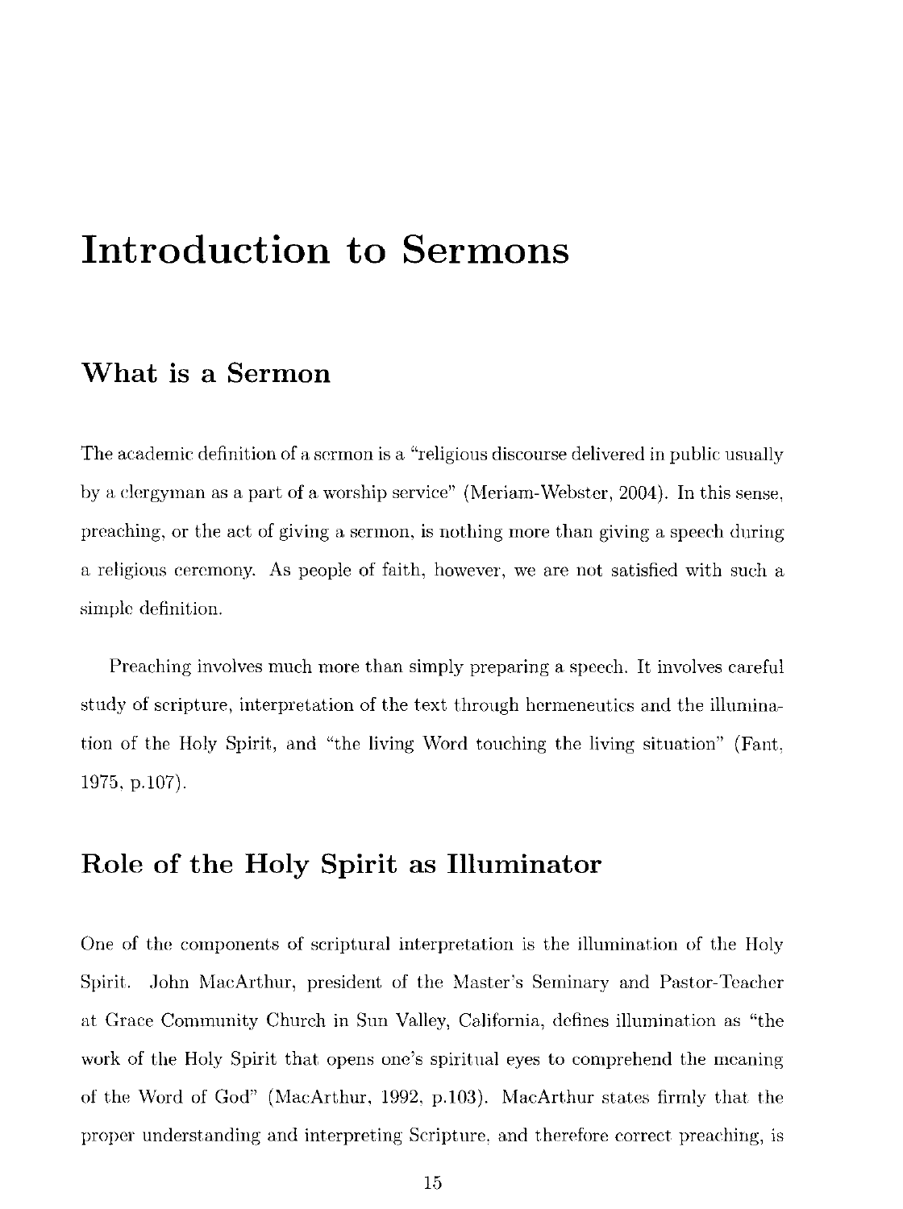# Introduction to Sermons

## What is a Sermon

The academic definition of a sermon is a "religious discourse delivered in public usually by a clergyman as a part of a worship service" (Meriam-Webster, 2004). In this sense, preaching, or the act of giving a sermon, is nothing more than giving a speech during a religious ceremony. As people of faith, however, we are not satisfied with such a simple definition.

Preaching involves much more than simply preparing a speech. It involves careful study of scripture, interpretation of the text through hermeneutics and the illumination of the Holy Spirit, and "the living Word touching the living situation" (Fant, 1975, p.107).

## Role of the Holy Spirit as Illuminator

One of the components of scriptural interpretation is the illumination of the Holy Spirit. John MacArthur, president of the Master's Seminary and Pastor-Teacher at Grace Community Church in Sun Valley, California, defines illumination as "the work of the Holy Spirit that opens one's spiritual eyes to comprehend the meaning of the Word of God" (MacArthur, 1992, p.103). MacArthur states firmly that the proper understanding and interpreting Scripture, and therefore correct preaching, is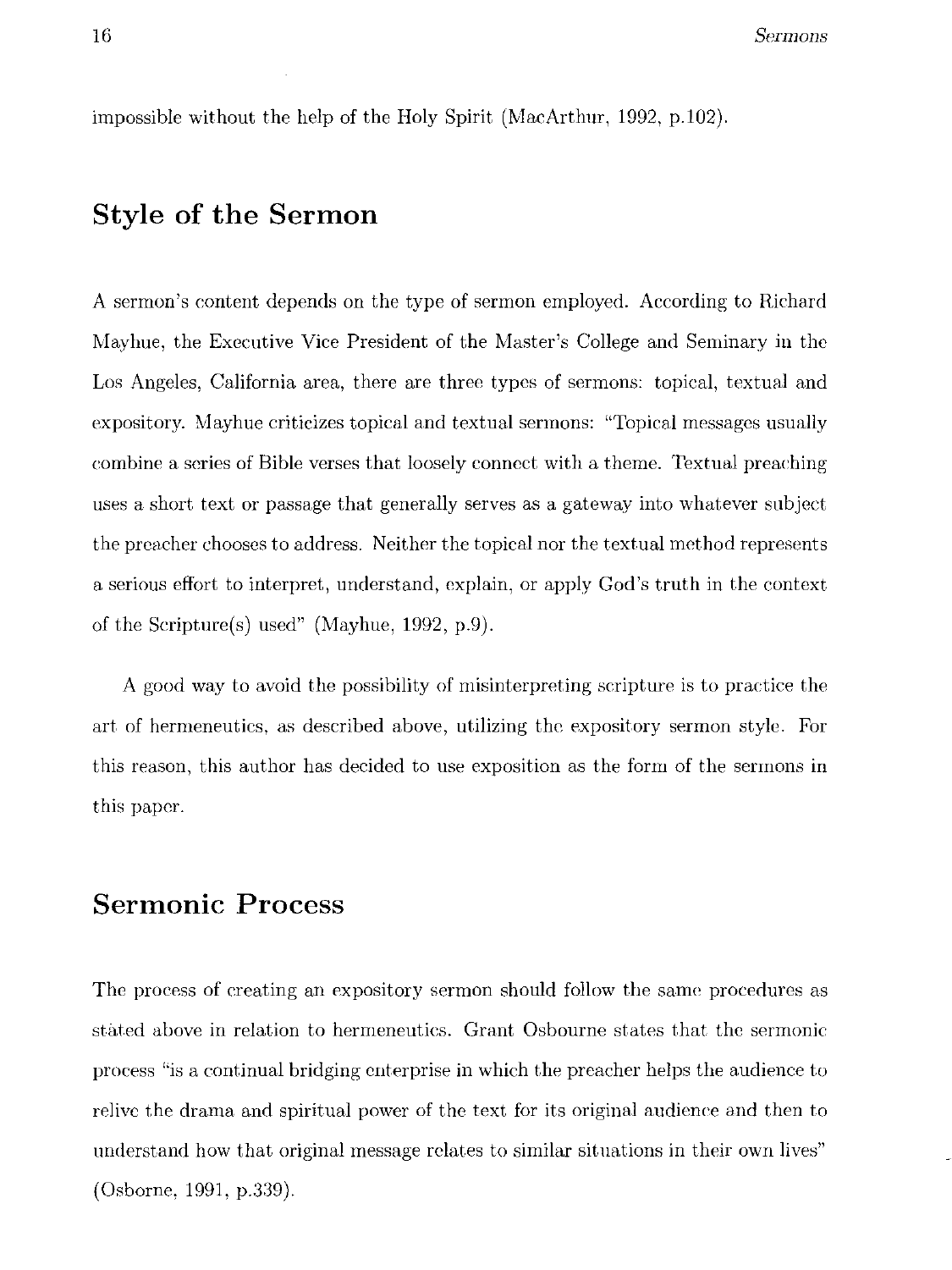impossible without the help of the Holy Spirit (MacArthur, 1992, p.102).

## Style of the Sermon

A sermon's content depends on the type of sermon employed. According to Richard Mayhue, the Executive Vice President of the Master's College and Seminary in the Los Angeles, California area, there are three types of sermons: topical, textual and expository. Mayhue criticizes topical and textual sermons: "Topical messages usually combine a series of Bible verses that loosely connect with a theme. Textual preaching uses a short text or passage that generally serves as a gateway into whatever subject the preacher chooses to address. Neither the topical nor the textual method represents a serious effort to interpret, understand, explain, or apply God's truth in the context of the Scripture(s) used" (Mayhue, 1992, p.9).

A good way to avoid the possibility of misinterpreting scripture is to practice the art of hermeneutics, as described above, utilizing the expository sermon style. For this reason, this author has decided to use exposition as the form of the sermons in this paper.

## Sermonic Process

The process of creating an expository sermon should follow the same procedures as stated above in relation to hermeneutics. Grant Osbourne states that the sermonic process "is a continual bridging enterprise in which the preacher helps the audience to relive the drama and spiritual power of the text for its original audience and then to understand how that original message relates to similar situations in their own lives" (Osborne, 1991, p.339).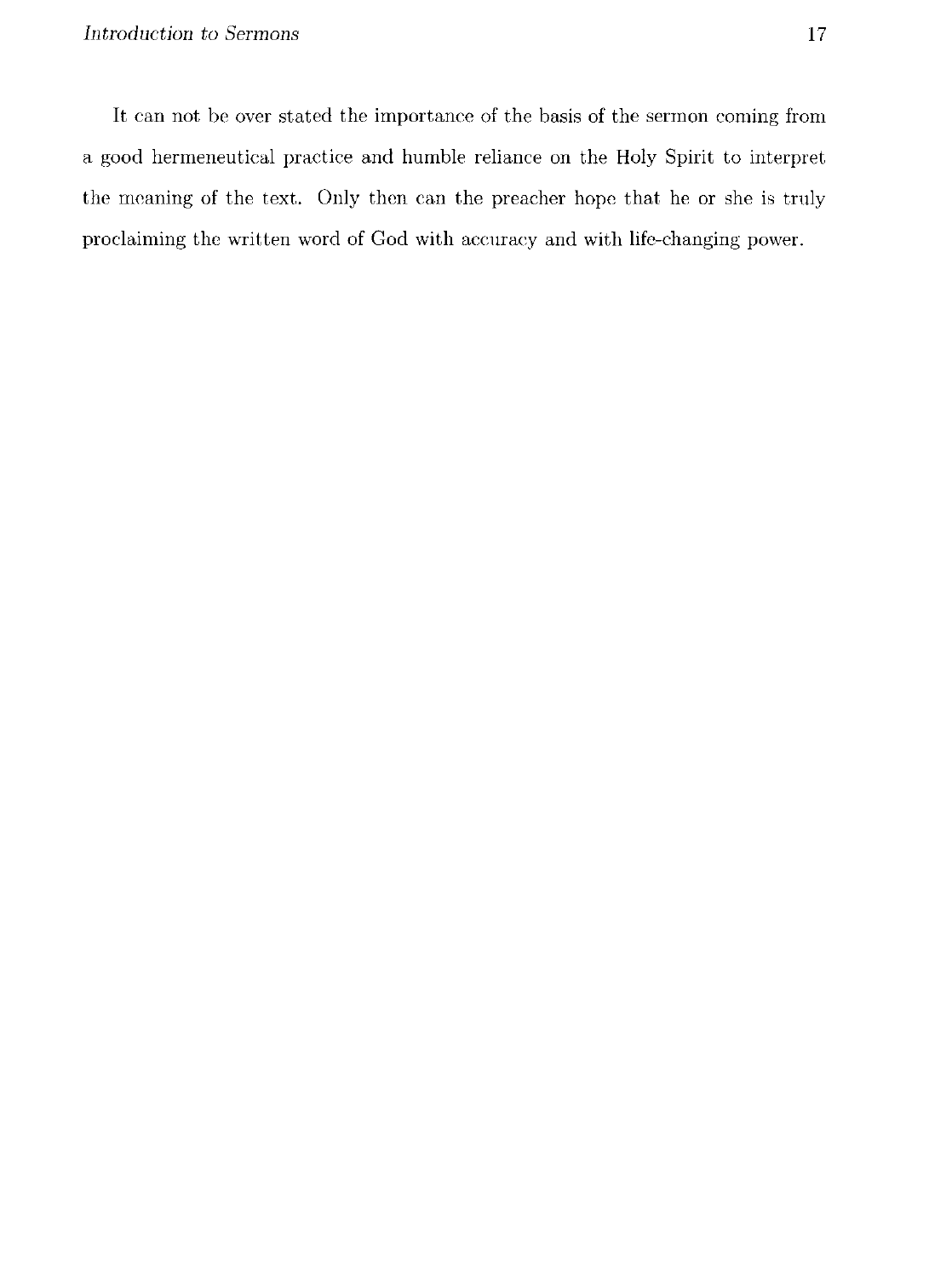It can not be over stated the importance of the basis of the sermon coming from a good hermeneutical practice and humble reliance on the Holy Spirit to interpret the meaning of the text. Only then can the preacher hope that he or she is truly proclaiming the written word of God with accuracy and with life-changing power.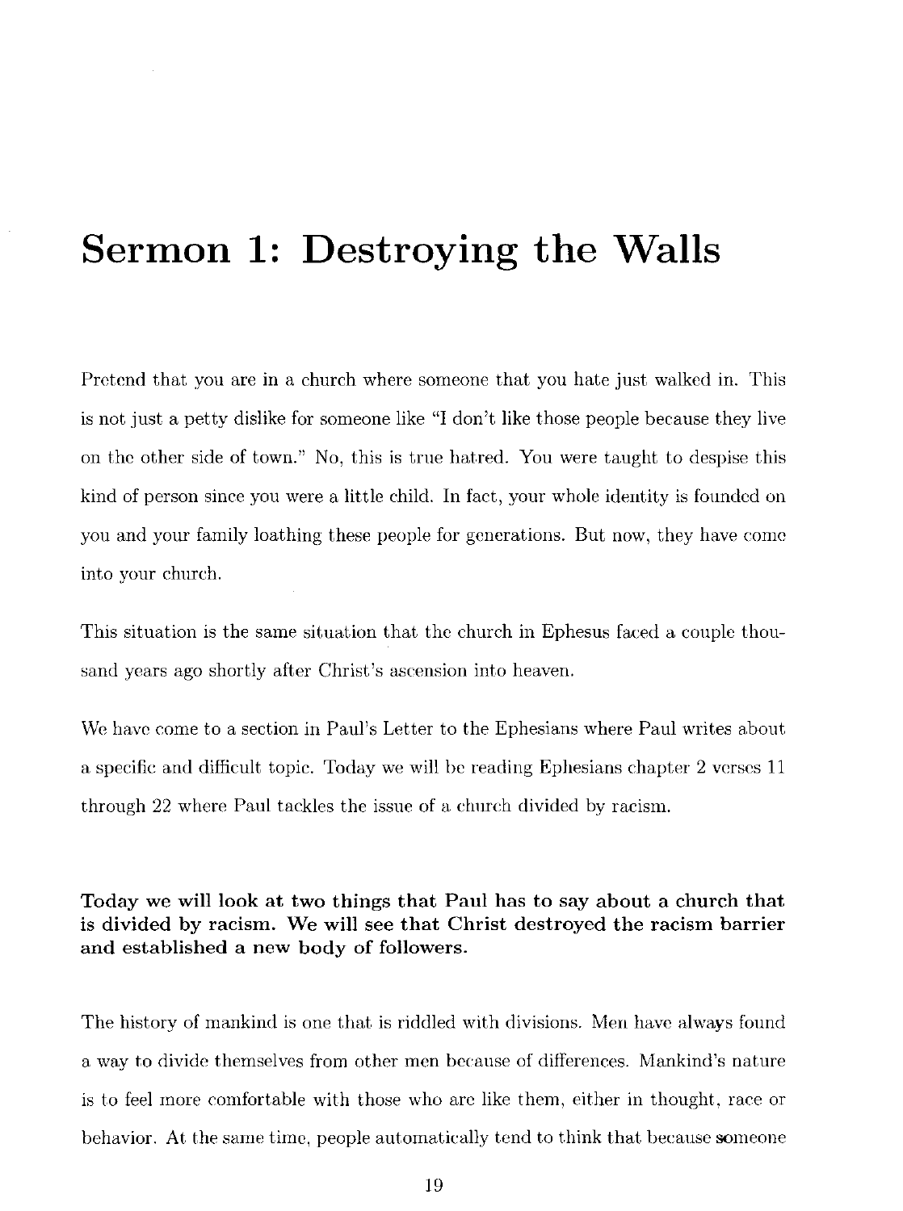# Sermon 1: Destroying the Walls

Pretend that you are in a church where someone that you hate just walked in. This is not just a petty dislike for someone like "I don't like those people because they live on the other side of town." No, this is true hatred. You were taught to despise this kind of person since you were a little child. In fact, your whole identity is founded on you and your family loathing these people for generations. But now, they have come into your church.

This situation is the same situation that the church in Ephesus faced a couple thousand years ago shortly after Christ's ascension into heaven.

We have come to a section in Paul's Letter to the Ephesians where Paul writes about a specific and difficult topic. Today we will be reading Ephesians chapter 2 verses 11 through 22 where Paul tackles the issue of a church divided by racism.

**Today we will look at two things that Paul has to say about a church that is divided by racism. We will see that Christ destroyed the racism barrier and established a new body of followers.**

The history of mankind is one that is riddled with divisions. Men have always found a way to divide themselves from other men because of differences. Mankind's nature is to feel more comfortable with those who are like them, either in thought, race or behavior. At the same time, people automatically tend to think that because someone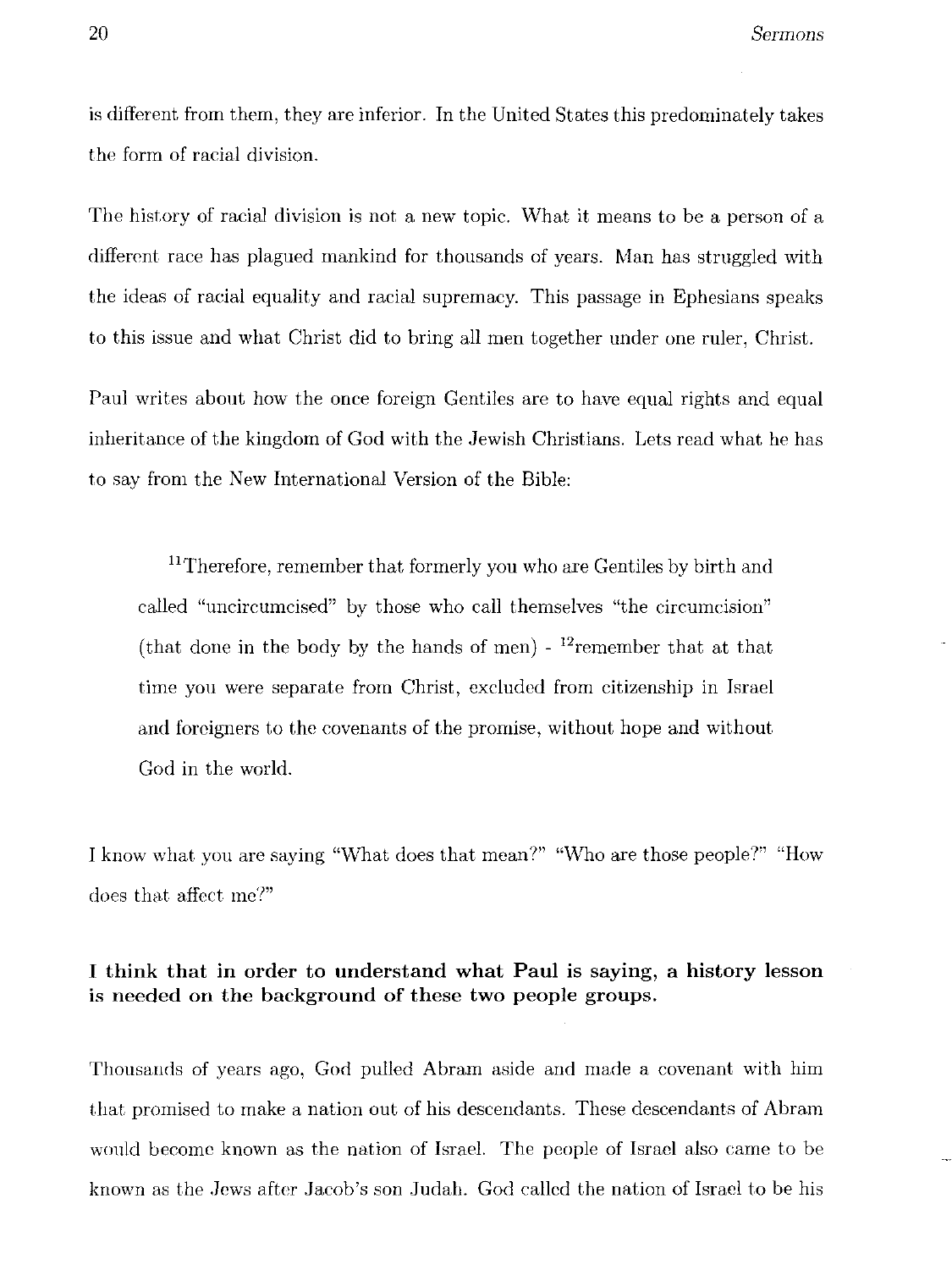is different from them, they are inferior. In the United States this predominately takes the form of racial division.

The history of racial division is not a new topic. What it means to be a person of a different race has plagued mankind for thousands of years. Man has struggled with the ideas of racial equality and racial supremacy. This passage in Ephesians speaks to this issue and what Christ did to bring all men together under one ruler, Christ.

Paul writes about how the once foreign Gentiles are to have equal rights and equal inheritance of the kingdom of God with the Jewish Christians. Lets read what he has to say from the New International Version of the Bible:

> [11]Therefore, remember that formerly you who are Gentiles by birth and called "uncircumcised" by those who call themselves "the circumcision" (that done in the body by the hands of men) - [12]remember that at that time you were separate from Christ, excluded from citizenship in Israel and foreigners to the covenants of the promise, without hope and without God in the world.

I know what you are saying "What does that mean?" "Who are those people?" "How does that affect me?"

**I think that in order to understand what Paul is saying, a history lesson is needed on the background of these two people groups.**

Thousands of years ago, God pulled Abram aside and made a covenant with him that promised to make a nation out of his descendants. These descendants of Abram would become known as the nation of Israel. The people of Israel also came to be known as the Jews after Jacob's son Judah. God called the nation of Israel to be his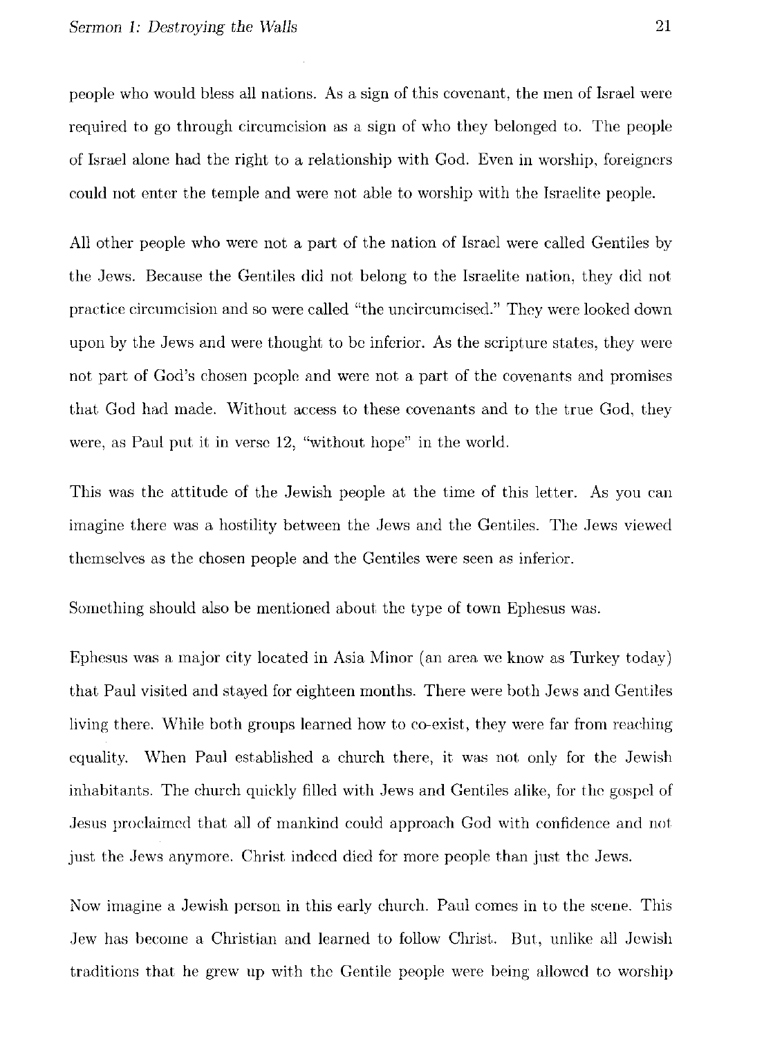people who would bless all nations. As a sign of this covenant, the men of Israel were required to go through circumcision as a sign of who they belonged to. The people of Israel alone had the right to a relationship with God. Even in worship, foreigners could not enter the temple and were not able to worship with the Israelite people.

All other people who were not a part of the nation of Israel were called Gentiles by the Jews. Because the Gentiles did not belong to the Israelite nation, they did not practice circumcision and so were called "the uncircumcised." They were looked down upon by the Jews and were thought to be inferior. As the scripture states, they were not part of God's chosen people and were not a part of the covenants and promises that God had made. Without access to these covenants and to the true God, they were, as Paul put it in verse 12, "without hope" in the world.

This was the attitude of the Jewish people at the time of this letter. As you can imagine there was a hostility between the Jews and the Gentiles. The Jews viewed themselves as the chosen people and the Gentiles were seen as inferior.

Something should also be mentioned about the type of town Ephesus was.

Ephesus was a major city located in Asia Minor (an area we know as Turkey today) that Paul visited and stayed for eighteen months. There were both Jews and Gentiles living there. While both groups learned how to co-exist, they were far from reaching equality. When Paul established a church there, it was not only for the Jewish inhabitants. The church quickly filled with Jews and Gentiles alike, for the gospel of Jesus proclaimed that all of mankind could approach God with confidence and not just the Jews anymore. Christ indeed died for more people than just the Jews.

Now imagine a Jewish person in this early church. Paul comes in to the scene. This Jew has become a Christian and learned to follow Christ. But, unlike all Jewish traditions that he grew up with the Gentile people were being allowed to worship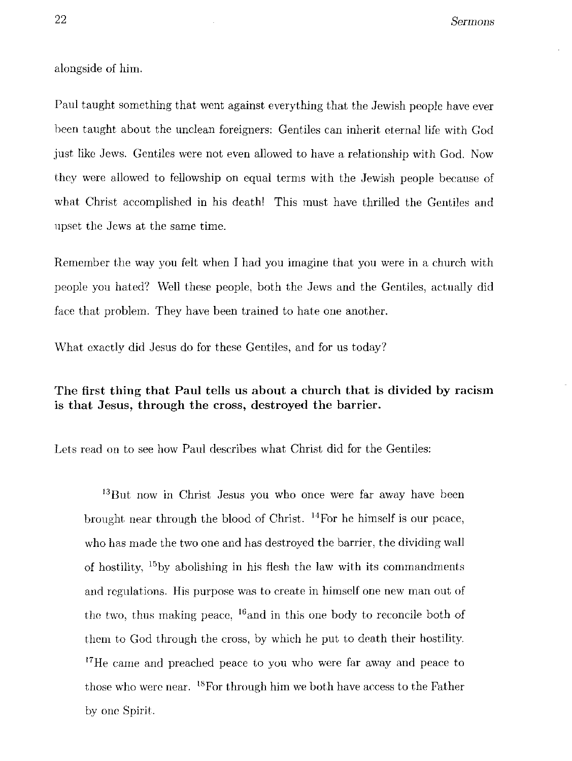alongside of him.

Paul taught something that went against everything that the Jewish people have ever been taught about the unclean foreigners: Gentiles can inherit eternal life with God just like Jews. Gentiles were not even allowed to have a relationship with God. Now they were allowed to fellowship on equal terms with the Jewish people because of what Christ accomplished in his death! This must have thrilled the Gentiles and upset the Jews at the same time.

Remember the way you felt when I had you imagine that you were in a church with people you hated? Well these people, both the Jews and the Gentiles, actually did face that problem. They have been trained to hate one another.

What exactly did Jesus do for these Gentiles, and for us today?

**The first thing that Paul tells us about a church that is divided by racism is that Jesus, through the cross, destroyed the barrier.**

Lets read on to see how Paul describes what Christ did for the Gentiles:

> [13]But now in Christ Jesus you who once were far away have been brought near through the blood of Christ. [14]For he himself is our peace, who has made the two one and has destroyed the barrier, the dividing wall of hostility, [15]by abolishing in his flesh the law with its commandments and regulations. His purpose was to create in himself one new man out of the two, thus making peace, [16]and in this one body to reconcile both of them to God through the cross, by which he put to death their hostility. [17]He came and preached peace to you who were far away and peace to those who were near. [18]For through him we both have access to the Father by one Spirit.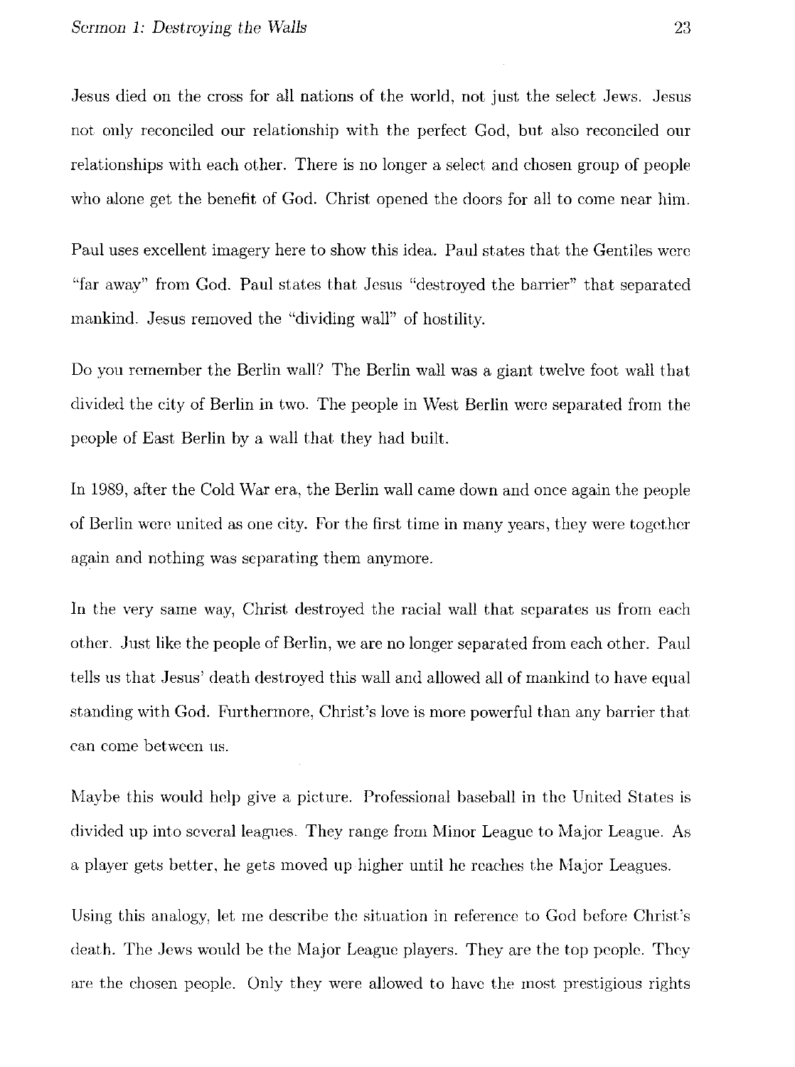Jesus died on the cross for all nations of the world, not just the select Jews. Jesus not only reconciled our relationship with the perfect God, but also reconciled our relationships with each other. There is no longer a select and chosen group of people who alone get the benefit of God. Christ opened the doors for all to come near him.

Paul uses excellent imagery here to show this idea. Paul states that the Gentiles were "far away" from God. Paul states that Jesus "destroyed the barrier" that separated mankind. Jesus removed the "dividing wall" of hostility.

Do you remember the Berlin wall? The Berlin wall was a giant twelve foot wall that divided the city of Berlin in two. The people in West Berlin were separated from the people of East Berlin by a wall that they had built.

In 1989, after the Cold War era, the Berlin wall came down and once again the people of Berlin were united as one city. For the first time in many years, they were together again and nothing was separating them anymore.

In the very same way, Christ destroyed the racial wall that separates us from each other. Just like the people of Berlin, we are no longer separated from each other. Paul tells us that Jesus' death destroyed this wall and allowed all of mankind to have equal standing with God. Furthermore, Christ's love is more powerful than any barrier that can come between us.

Maybe this would help give a picture. Professional baseball in the United States is divided up into several leagues. They range from Minor League to Major League. As a player gets better, he gets moved up higher until he reaches the Major Leagues.

Using this analogy, let me describe the situation in reference to God before Christ's death. The Jews would be the Major League players. They are the top people. They are the chosen people. Only they were allowed to have the most prestigious rights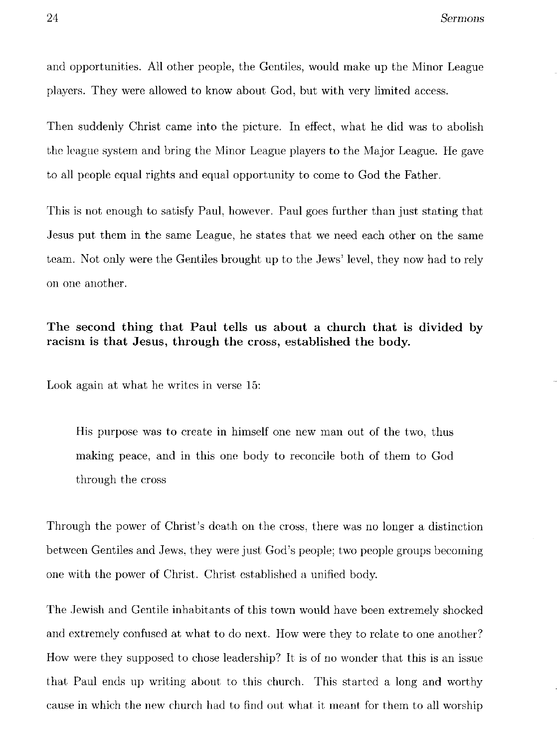and opportunities. All other people, the Gentiles, would make up the Minor League players. They were allowed to know about God, but with very limited access.

Then suddenly Christ came into the picture. In effect, what he did was to abolish the league system and bring the Minor League players to the Major League. He gave to all people equal rights and equal opportunity to come to God the Father.

This is not enough to satisfy Paul, however. Paul goes further than just stating that Jesus put them in the same League, he states that we need each other on the same team. Not only were the Gentiles brought up to the Jews' level, they now had to rely on one another.

**The second thing that Paul tells us about a church that is divided by racism is that Jesus, through the cross, established the body.**

Look again at what he writes in verse 15:

> His purpose was to create in himself one new man out of the two, thus making peace, and in this one body to reconcile both of them to God through the cross

Through the power of Christ's death on the cross, there was no longer a distinction between Gentiles and Jews, they were just God's people; two people groups becoming one with the power of Christ. Christ established a unified body.

The Jewish and Gentile inhabitants of this town would have been extremely shocked and extremely confused at what to do next. How were they to relate to one another? How were they supposed to chose leadership? It is of no wonder that this is an issue that Paul ends up writing about to this church. This started a long and worthy cause in which the new church had to find out what it meant for them to all worship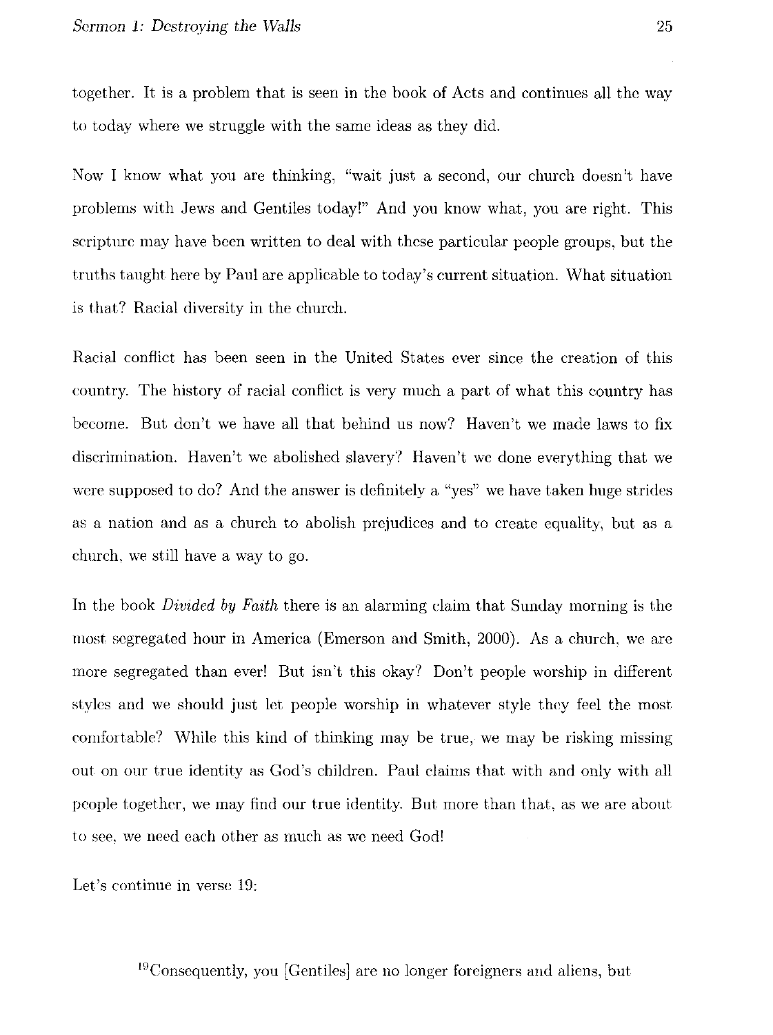together. It is a problem that is seen in the book of Acts and continues all the way to today where we struggle with the same ideas as they did.

Now I know what you are thinking, "wait just a second, our church doesn't have problems with Jews and Gentiles today!" And you know what, you are right. This scripture may have been written to deal with these particular people groups, but the truths taught here by Paul are applicable to today's current situation. What situation is that? Racial diversity in the church.

Racial conflict has been seen in the United States ever since the creation of this country. The history of racial conflict is very much a part of what this country has become. But don't we have all that behind us now? Haven't we made laws to fix discrimination. Haven't we abolished slavery? Haven't we done everything that we were supposed to do? And the answer is definitely a "yes" we have taken huge strides as a nation and as a church to abolish prejudices and to create equality, but as a church, we still have a way to go.

In the book *Divided by Faith* there is an alarming claim that Sunday morning is the most segregated hour in America (Emerson and Smith, 2000). As a church, we are more segregated than ever! But isn't this okay? Don't people worship in different styles and we should just let people worship in whatever style they feel the most comfortable? While this kind of thinking may be true, we may be risking missing out on our true identity as God's children. Paul claims that with and only with all people together, we may find our true identity. But more than that, as we are about to see, we need each other as much as we need God!

Let's continue in verse 19:

> [19]Consequently, you [Gentiles] are no longer foreigners and aliens, but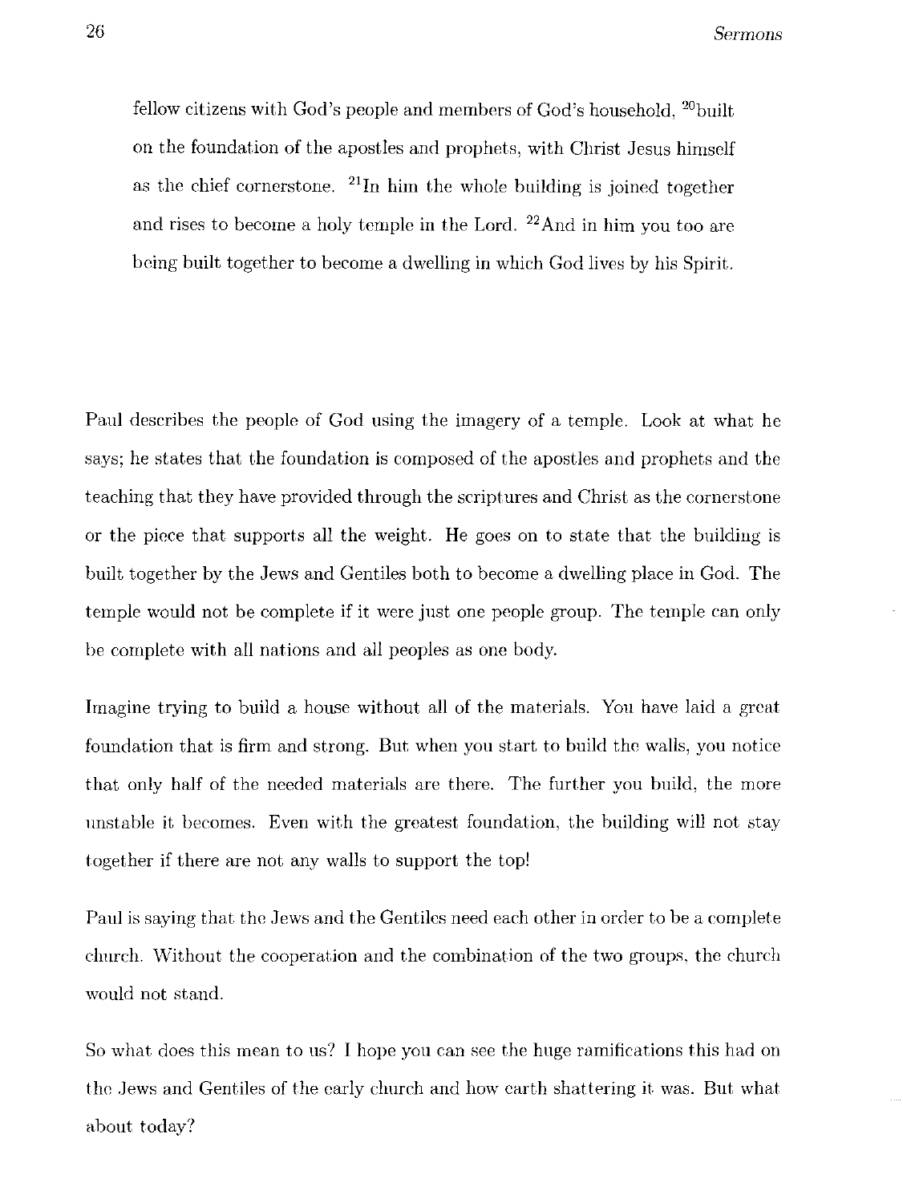> fellow citizens with God's people and members of God's household, [20]built on the foundation of the apostles and prophets, with Christ Jesus himself as the chief cornerstone. [21]In him the whole building is joined together and rises to become a holy temple in the Lord. [22]And in him you too are being built together to become a dwelling in which God lives by his Spirit.

Paul describes the people of God using the imagery of a temple. Look at what he says; he states that the foundation is composed of the apostles and prophets and the teaching that they have provided through the scriptures and Christ as the cornerstone or the piece that supports all the weight. He goes on to state that the building is built together by the Jews and Gentiles both to become a dwelling place in God. The temple would not be complete if it were just one people group. The temple can only be complete with all nations and all peoples as one body.

Imagine trying to build a house without all of the materials. You have laid a great foundation that is firm and strong. But when you start to build the walls, you notice that only half of the needed materials are there. The further you build, the more unstable it becomes. Even with the greatest foundation, the building will not stay together if there are not any walls to support the top!

Paul is saying that the Jews and the Gentiles need each other in order to be a complete church. Without the cooperation and the combination of the two groups, the church would not stand.

So what does this mean to us? I hope you can see the huge ramifications this had on the Jews and Gentiles of the early church and how earth shattering it was. But what about today?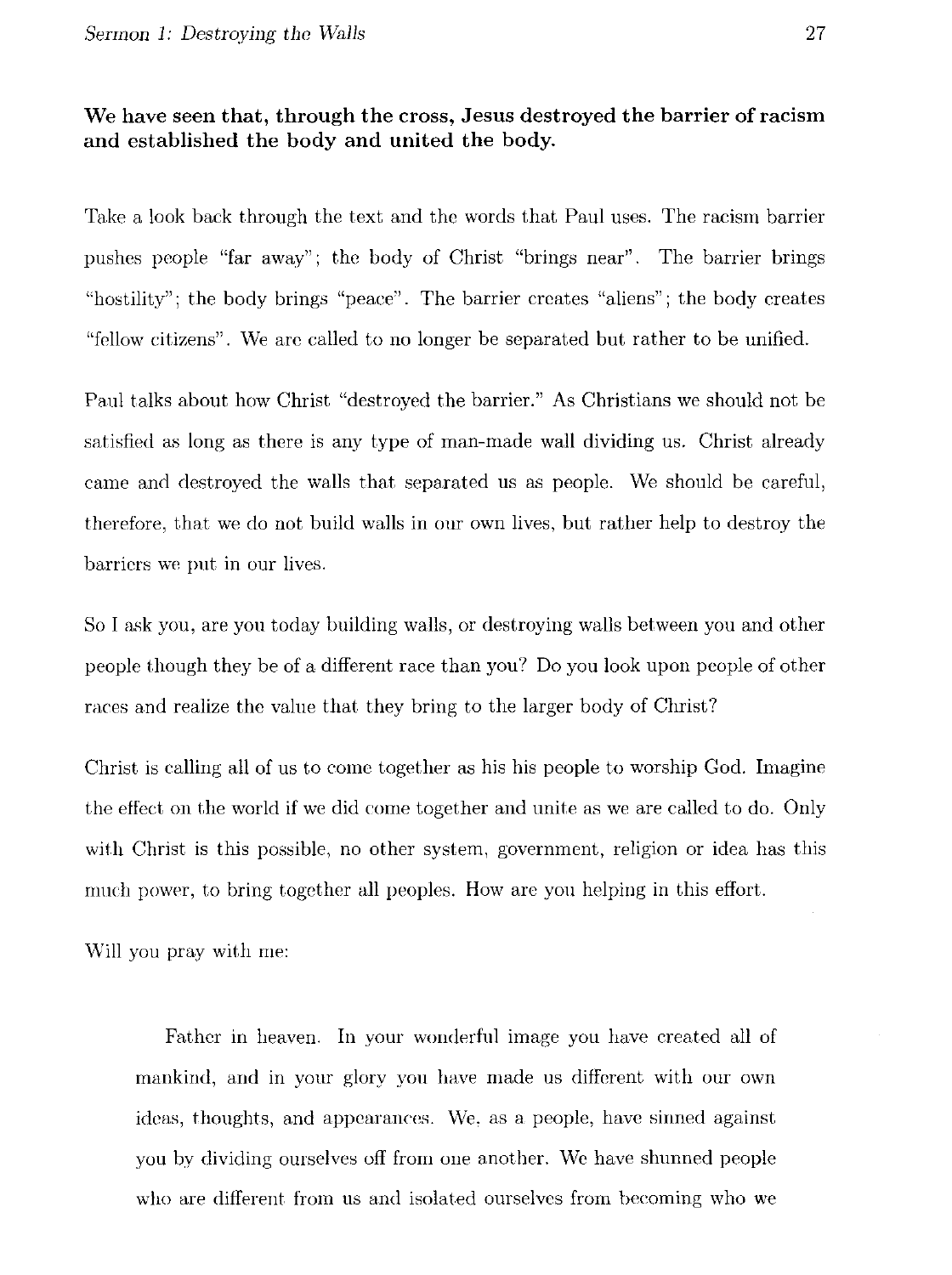**We have seen that, through the cross, Jesus destroyed the barrier of racism and established the body and united the body.**

Take a look back through the text and the words that Paul uses. The racism barrier pushes people "far away"; the body of Christ "brings near". The barrier brings "hostility"; the body brings "peace". The barrier creates "aliens"; the body creates "fellow citizens". We are called to no longer be separated but rather to be unified.

Paul talks about how Christ "destroyed the barrier." As Christians we should not be satisfied as long as there is any type of man-made wall dividing us. Christ already came and destroyed the walls that separated us as people. We should be careful, therefore, that we do not build walls in our own lives, but rather help to destroy the barriers we put in our lives.

So I ask you, are you today building walls, or destroying walls between you and other people though they be of a different race than you? Do you look upon people of other races and realize the value that they bring to the larger body of Christ?

Christ is calling all of us to come together as his his people to worship God. Imagine the effect on the world if we did come together and unite as we are called to do. Only with Christ is this possible, no other system, government, religion or idea has this much power, to bring together all peoples. How are you helping in this effort.

Will you pray with me:

> Father in heaven. In your wonderful image you have created all of mankind, and in your glory you have made us different with our own ideas, thoughts, and appearances. We, as a people, have sinned against you by dividing ourselves off from one another. We have shunned people who are different from us and isolated ourselves from becoming who we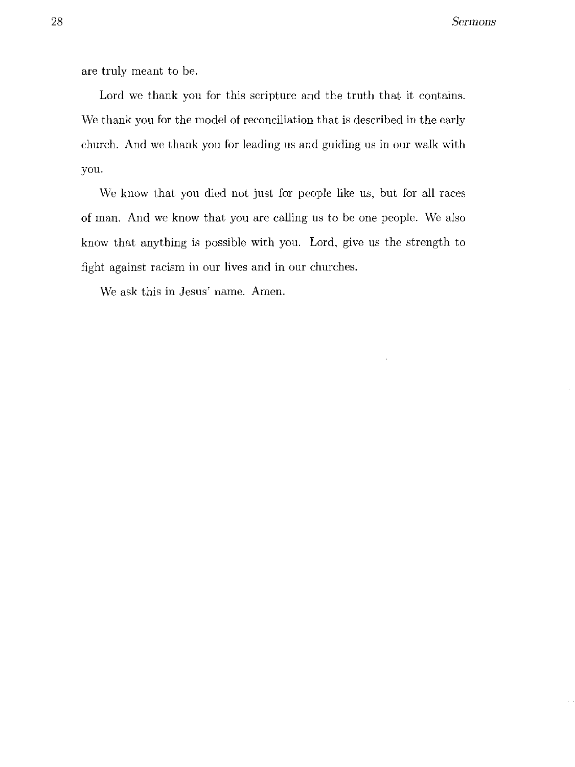are truly meant to be.

Lord we thank you for this scripture and the truth that it contains. We thank you for the model of reconciliation that is described in the early church. And we thank you for leading us and guiding us in our walk with you.

We know that you died not just for people like us, but for all races of man. And we know that you are calling us to be one people. We also know that anything is possible with you. Lord, give us the strength to fight against racism in our lives and in our churches.

We ask this in Jesus' name. Amen.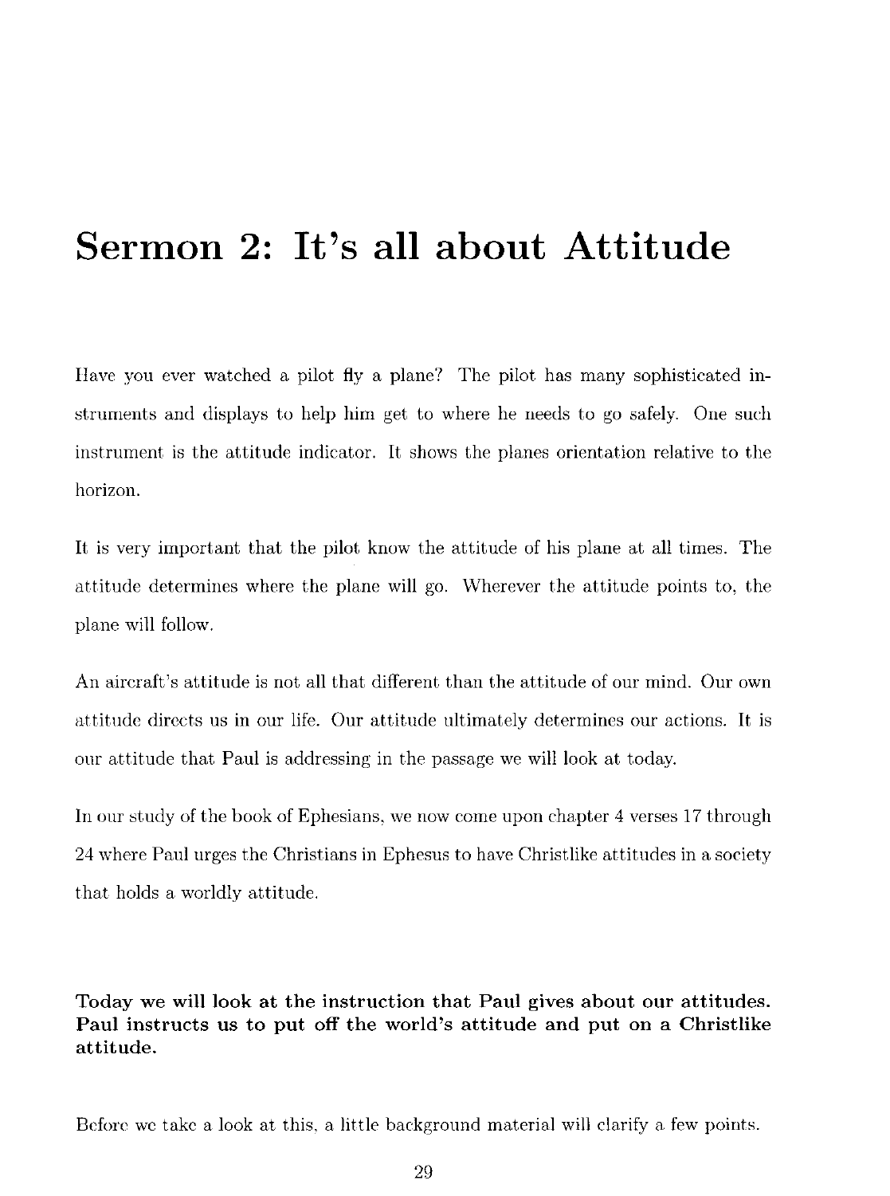# Sermon 2: It's all about Attitude

Have you ever watched a pilot fly a plane? The pilot has many sophisticated instruments and displays to help him get to where he needs to go safely. One such instrument is the attitude indicator. It shows the planes orientation relative to the horizon.

It is very important that the pilot know the attitude of his plane at all times. The attitude determines where the plane will go. Wherever the attitude points to, the plane will follow.

An aircraft's attitude is not all that different than the attitude of our mind. Our own attitude directs us in our life. Our attitude ultimately determines our actions. It is our attitude that Paul is addressing in the passage we will look at today.

In our study of the book of Ephesians, we now come upon chapter 4 verses 17 through 24 where Paul urges the Christians in Ephesus to have Christlike attitudes in a society that holds a worldly attitude.

**Today we will look at the instruction that Paul gives about our attitudes. Paul instructs us to put off the world's attitude and put on a Christlike attitude.**

Before we take a look at this, a little background material will clarify a few points.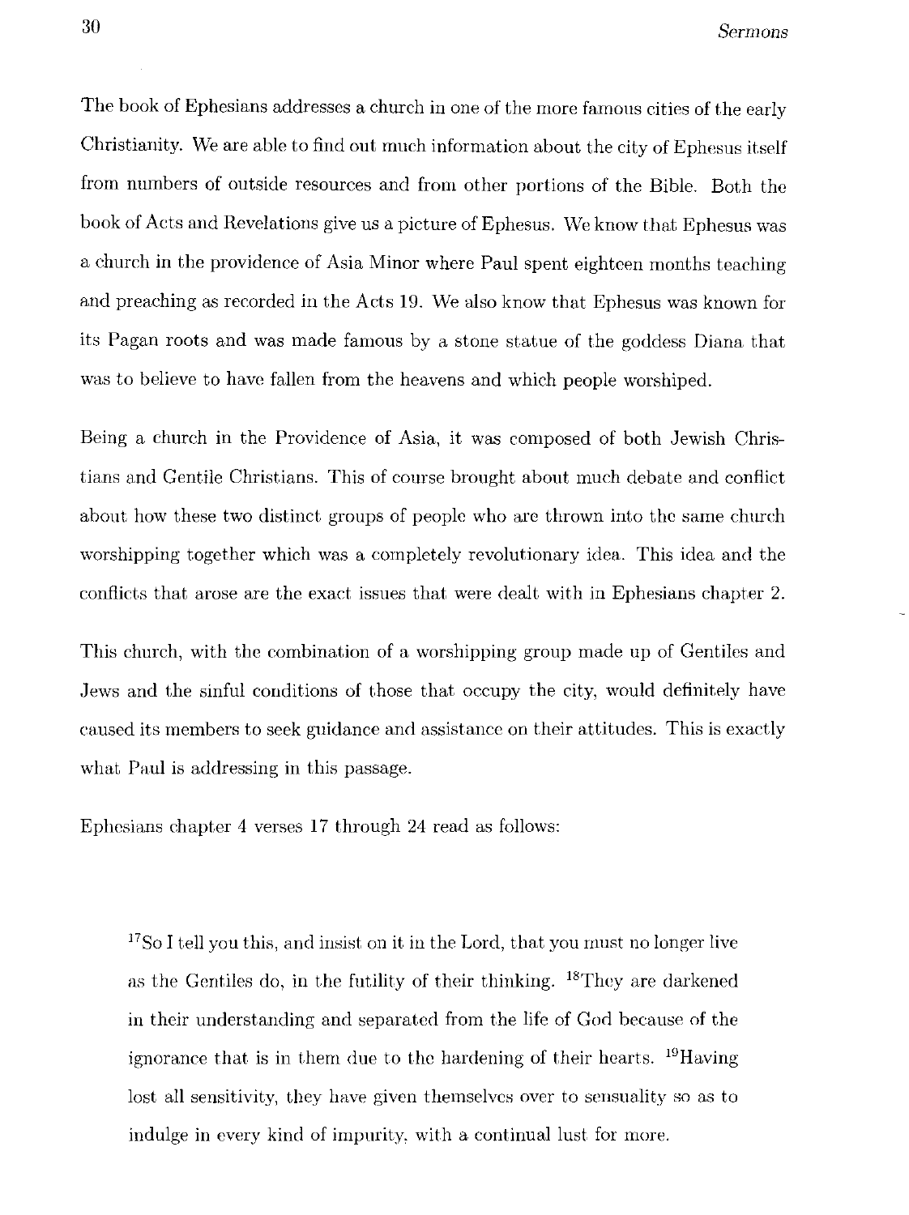The book of Ephesians addresses a church in one of the more famous cities of the early Christianity. We are able to find out much information about the city of Ephesus itself from numbers of outside resources and from other portions of the Bible. Both the book of Acts and Revelations give us a picture of Ephesus. We know that Ephesus was a church in the providence of Asia Minor where Paul spent eighteen months teaching and preaching as recorded in the Acts 19. We also know that Ephesus was known for its Pagan roots and was made famous by a stone statue of the goddess Diana that was to believe to have fallen from the heavens and which people worshiped.

Being a church in the Providence of Asia, it was composed of both Jewish Christians and Gentile Christians. This of course brought about much debate and conflict about how these two distinct groups of people who are thrown into the same church worshipping together which was a completely revolutionary idea. This idea and the conflicts that arose are the exact issues that were dealt with in Ephesians chapter 2.

This church, with the combination of a worshipping group made up of Gentiles and Jews and the sinful conditions of those that occupy the city, would definitely have caused its members to seek guidance and assistance on their attitudes. This is exactly what Paul is addressing in this passage.

Ephesians chapter 4 verses 17 through 24 read as follows:

> 17So I tell you this, and insist on it in the Lord, that you must no longer live as the Gentiles do, in the futility of their thinking. 18They are darkened in their understanding and separated from the life of God because of the ignorance that is in them due to the hardening of their hearts. 19Having lost all sensitivity, they have given themselves over to sensuality so as to indulge in every kind of impurity, with a continual lust for more.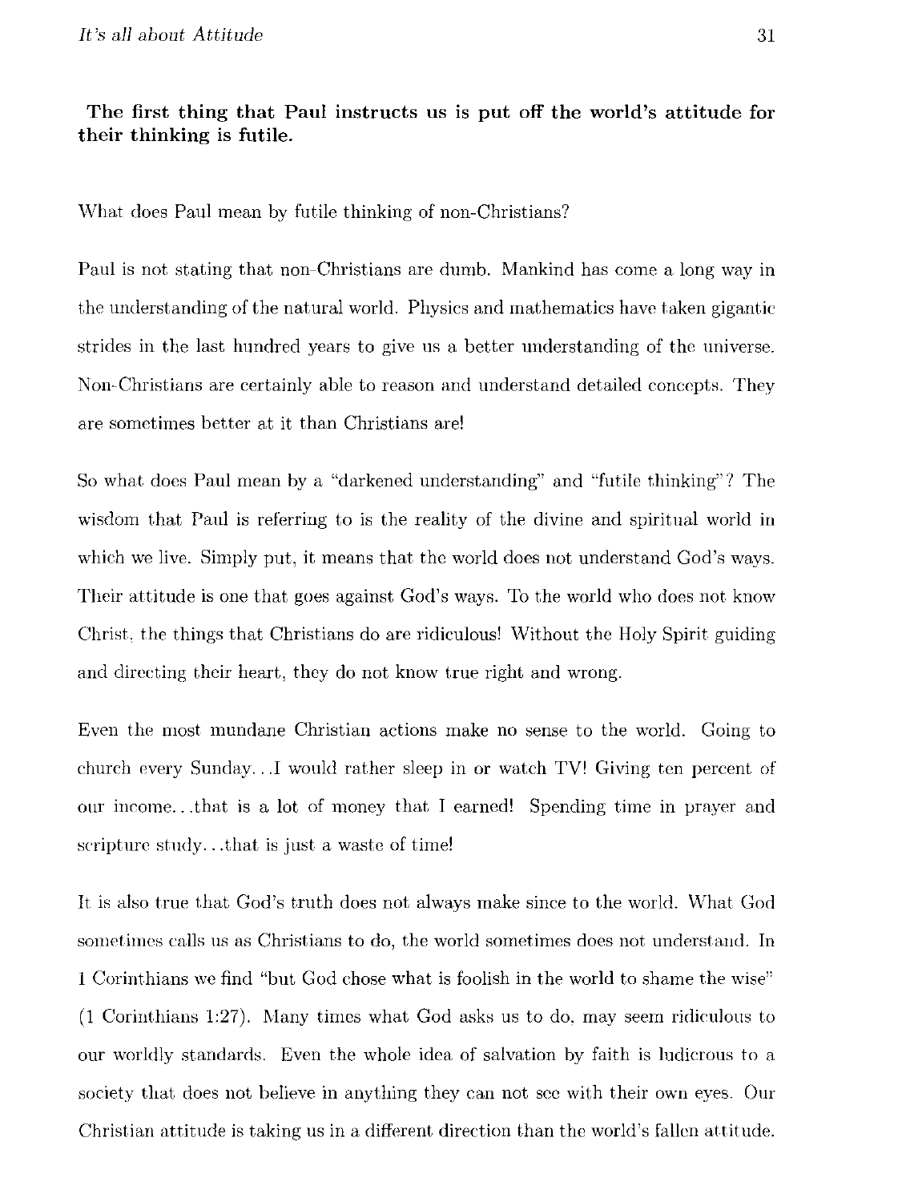**The first thing that Paul instructs us is put off the world's attitude for their thinking is futile.**

What does Paul mean by futile thinking of non-Christians?

Paul is not stating that non-Christians are dumb. Mankind has come a long way in the understanding of the natural world. Physics and mathematics have taken gigantic strides in the last hundred years to give us a better understanding of the universe. Non-Christians are certainly able to reason and understand detailed concepts. They are sometimes better at it than Christians are!

So what does Paul mean by a "darkened understanding" and "futile thinking"? The wisdom that Paul is referring to is the reality of the divine and spiritual world in which we live. Simply put, it means that the world does not understand God's ways. Their attitude is one that goes against God's ways. To the world who does not know Christ, the things that Christians do are ridiculous! Without the Holy Spirit guiding and directing their heart, they do not know true right and wrong.

Even the most mundane Christian actions make no sense to the world. Going to church every Sunday...I would rather sleep in or watch TV! Giving ten percent of our income...that is a lot of money that I earned! Spending time in prayer and scripture study...that is just a waste of time!

It is also true that God's truth does not always make since to the world. What God sometimes calls us as Christians to do, the world sometimes does not understand. In 1 Corinthians we find "but God chose what is foolish in the world to shame the wise" (1 Corinthians 1:27). Many times what God asks us to do, may seem ridiculous to our worldly standards. Even the whole idea of salvation by faith is ludicrous to a society that does not believe in anything they can not see with their own eyes. Our Christian attitude is taking us in a different direction than the world's fallen attitude.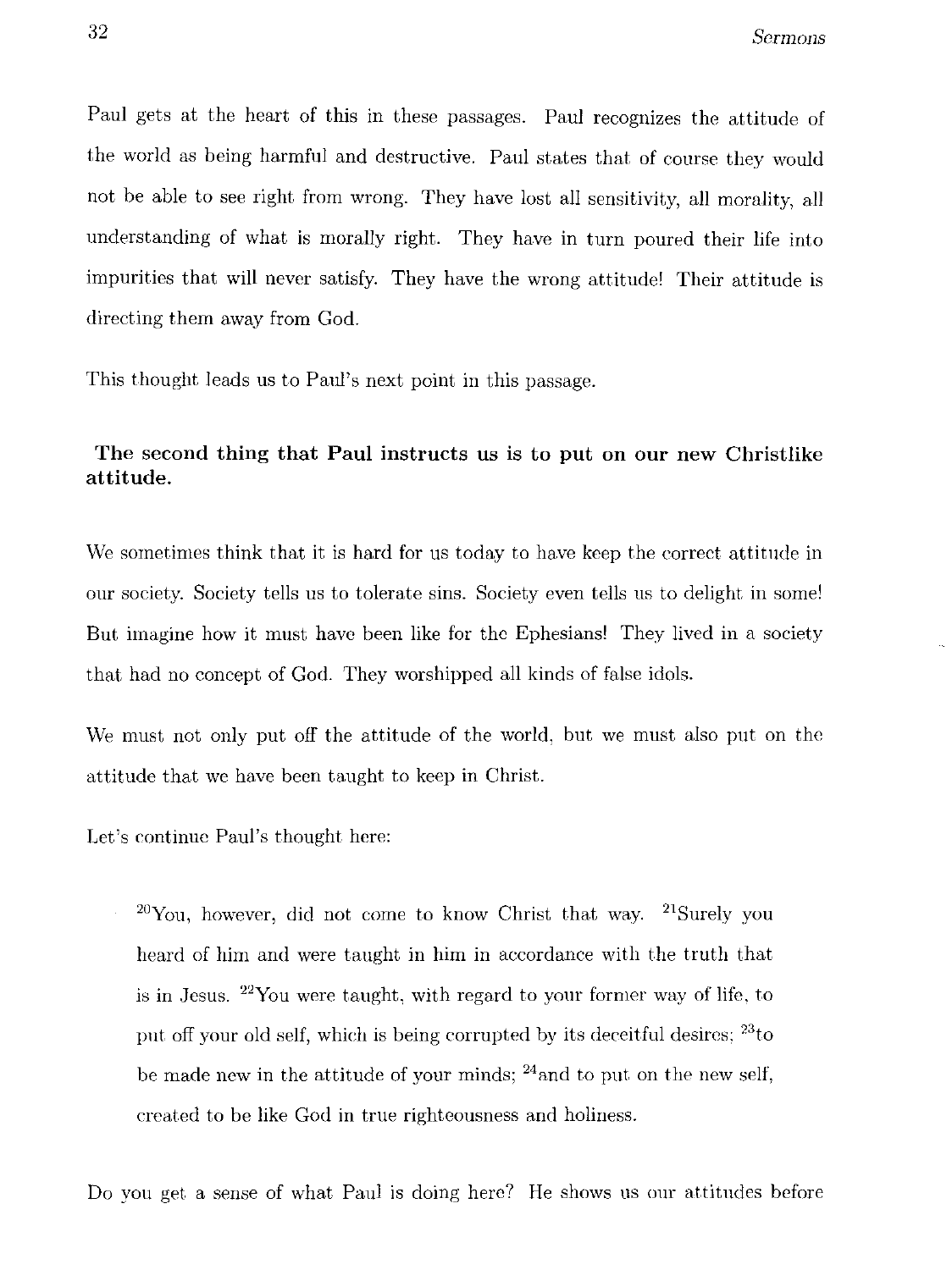Paul gets at the heart of this in these passages. Paul recognizes the attitude of the world as being harmful and destructive. Paul states that of course they would not be able to see right from wrong. They have lost all sensitivity, all morality, all understanding of what is morally right. They have in turn poured their life into impurities that will never satisfy. They have the wrong attitude! Their attitude is directing them away from God.

This thought leads us to Paul's next point in this passage.

**The second thing that Paul instructs us is to put on our new Christlike attitude.**

We sometimes think that it is hard for us today to have keep the correct attitude in our society. Society tells us to tolerate sins. Society even tells us to delight in some! But imagine how it must have been like for the Ephesians! They lived in a society that had no concept of God. They worshipped all kinds of false idols.

We must not only put off the attitude of the world, but we must also put on the attitude that we have been taught to keep in Christ.

Let's continue Paul's thought here:

> [20]You, however, did not come to know Christ that way. [21]Surely you heard of him and were taught in him in accordance with the truth that is in Jesus. [22]You were taught, with regard to your former way of life, to put off your old self, which is being corrupted by its deceitful desires; [23]to be made new in the attitude of your minds; [24]and to put on the new self, created to be like God in true righteousness and holiness.

Do you get a sense of what Paul is doing here? He shows us our attitudes before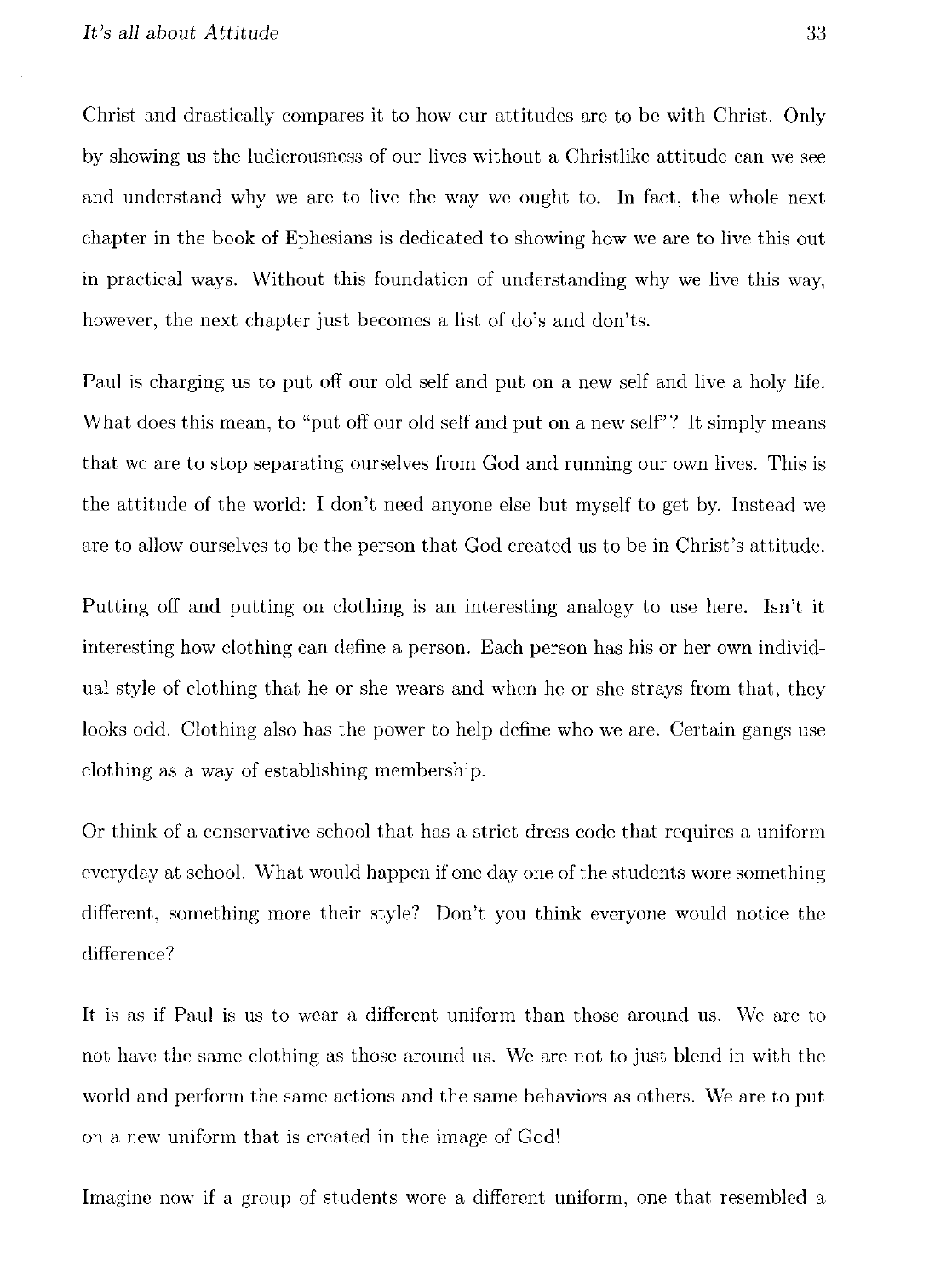Christ and drastically compares it to how our attitudes are to be with Christ. Only by showing us the ludicrousness of our lives without a Christlike attitude can we see and understand why we are to live the way we ought to. In fact, the whole next chapter in the book of Ephesians is dedicated to showing how we are to live this out in practical ways. Without this foundation of understanding why we live this way, however, the next chapter just becomes a list of do's and don'ts.

Paul is charging us to put off our old self and put on a new self and live a holy life. What does this mean, to "put off our old self and put on a new self"? It simply means that we are to stop separating ourselves from God and running our own lives. This is the attitude of the world: I don't need anyone else but myself to get by. Instead we are to allow ourselves to be the person that God created us to be in Christ's attitude.

Putting off and putting on clothing is an interesting analogy to use here. Isn't it interesting how clothing can define a person. Each person has his or her own individual style of clothing that he or she wears and when he or she strays from that, they looks odd. Clothing also has the power to help define who we are. Certain gangs use clothing as a way of establishing membership.

Or think of a conservative school that has a strict dress code that requires a uniform everyday at school. What would happen if one day one of the students wore something different, something more their style? Don't you think everyone would notice the difference?

It is as if Paul is us to wear a different uniform than those around us. We are to not have the same clothing as those around us. We are not to just blend in with the world and perform the same actions and the same behaviors as others. We are to put on a new uniform that is created in the image of God!

Imagine now if a group of students wore a different uniform, one that resembled a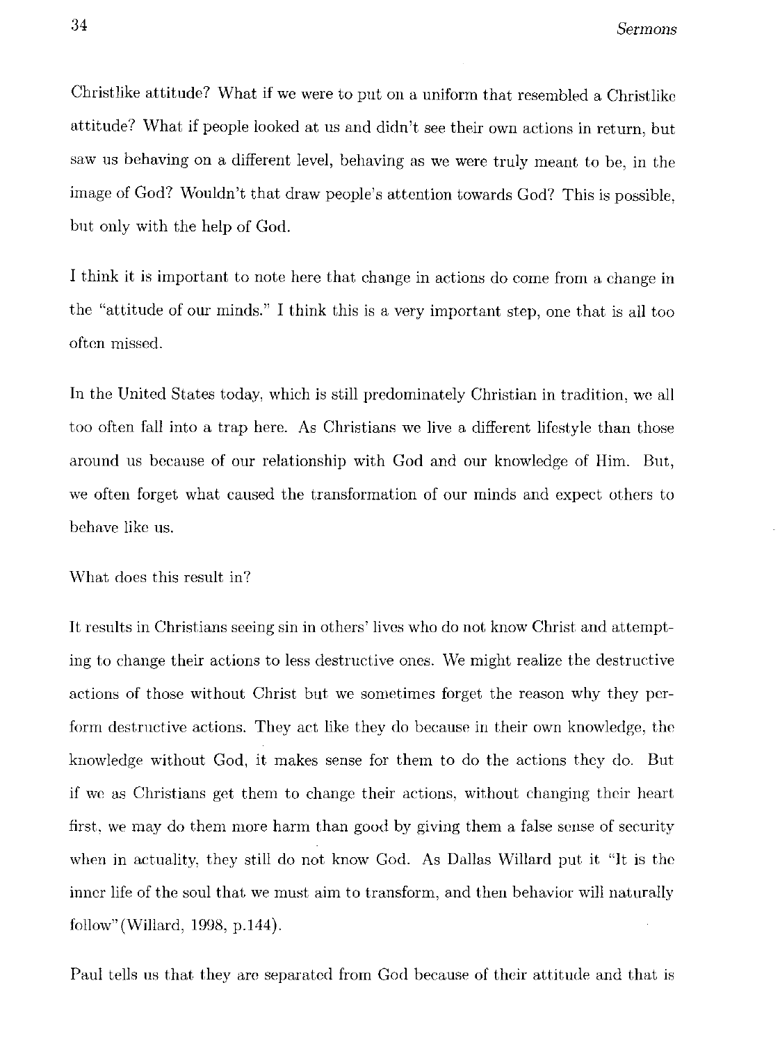Christlike attitude? What if we were to put on a uniform that resembled a Christlike attitude? What if people looked at us and didn't see their own actions in return, but saw us behaving on a different level, behaving as we were truly meant to be, in the image of God? Wouldn't that draw people's attention towards God? This is possible, but only with the help of God.

I think it is important to note here that change in actions do come from a change in the "attitude of our minds." I think this is a very important step, one that is all too often missed.

In the United States today, which is still predominately Christian in tradition, we all too often fall into a trap here. As Christians we live a different lifestyle than those around us because of our relationship with God and our knowledge of Him. But, we often forget what caused the transformation of our minds and expect others to behave like us.

What does this result in?

It results in Christians seeing sin in others' lives who do not know Christ and attempting to change their actions to less destructive ones. We might realize the destructive actions of those without Christ but we sometimes forget the reason why they perform destructive actions. They act like they do because in their own knowledge, the knowledge without God, it makes sense for them to do the actions they do. But if we as Christians get them to change their actions, without changing their heart first, we may do them more harm than good by giving them a false sense of security when in actuality, they still do not know God. As Dallas Willard put it "It is the inner life of the soul that we must aim to transform, and then behavior will naturally follow"(Willard, 1998, p.144).

Paul tells us that they are separated from God because of their attitude and that is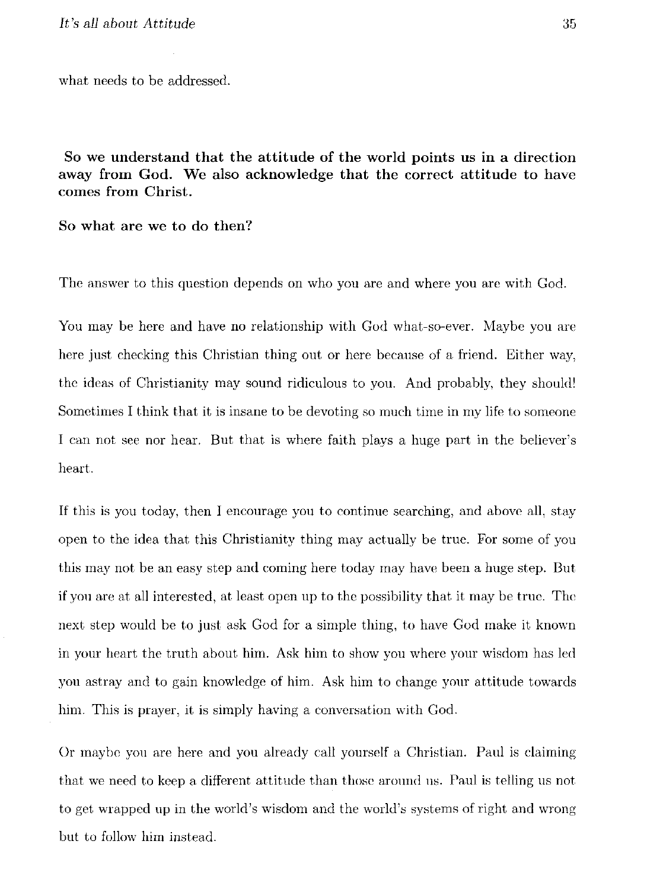what needs to be addressed.

**So we understand that the attitude of the world points us in a direction away from God. We also acknowledge that the correct attitude to have comes from Christ.**

**So what are we to do then?**

The answer to this question depends on who you are and where you are with God.

You may be here and have no relationship with God what-so-ever. Maybe you are here just checking this Christian thing out or here because of a friend. Either way, the ideas of Christianity may sound ridiculous to you. And probably, they should! Sometimes I think that it is insane to be devoting so much time in my life to someone I can not see nor hear. But that is where faith plays a huge part in the believer's heart.

If this is you today, then I encourage you to continue searching, and above all, stay open to the idea that this Christianity thing may actually be true. For some of you this may not be an easy step and coming here today may have been a huge step. But if you are at all interested, at least open up to the possibility that it may be true. The next step would be to just ask God for a simple thing, to have God make it known in your heart the truth about him. Ask him to show you where your wisdom has led you astray and to gain knowledge of him. Ask him to change your attitude towards him. This is prayer, it is simply having a conversation with God.

Or maybe you are here and you already call yourself a Christian. Paul is claiming that we need to keep a different attitude than those around us. Paul is telling us not to get wrapped up in the world's wisdom and the world's systems of right and wrong but to follow him instead.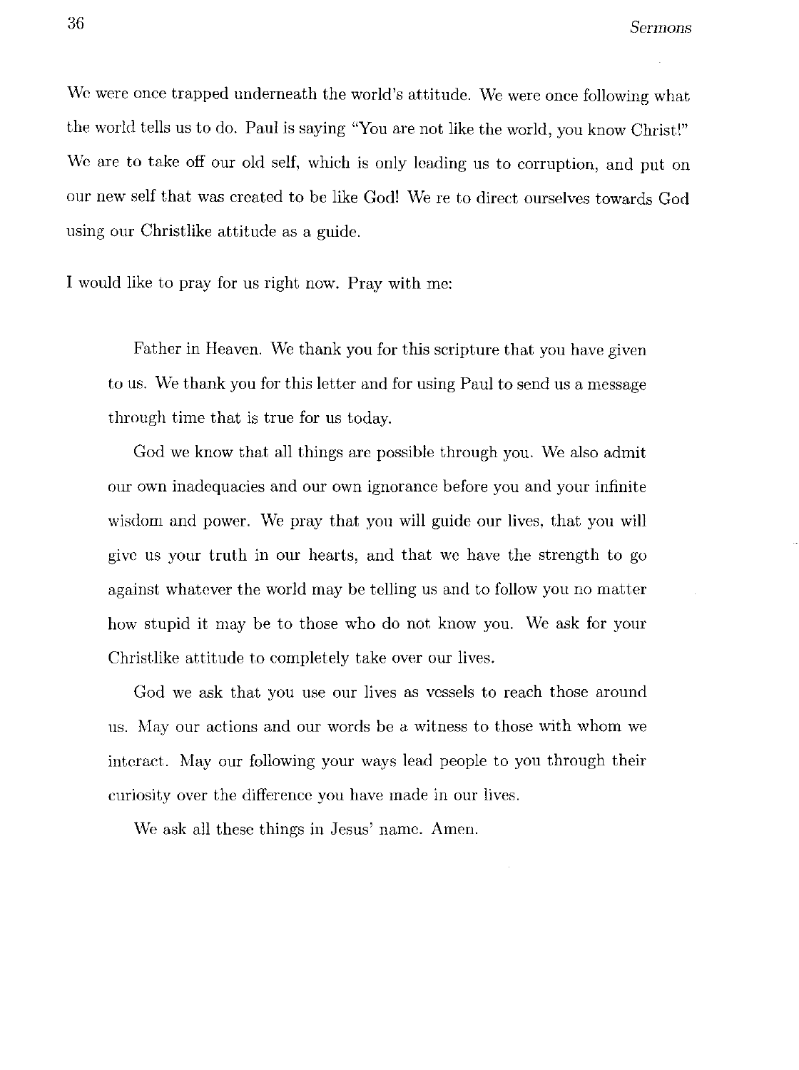We were once trapped underneath the world's attitude. We were once following what the world tells us to do. Paul is saying "You are not like the world, you know Christ!" We are to take off our old self, which is only leading us to corruption, and put on our new self that was created to be like God! We re to direct ourselves towards God using our Christlike attitude as a guide.

I would like to pray for us right now. Pray with me:

> Father in Heaven. We thank you for this scripture that you have given to us. We thank you for this letter and for using Paul to send us a message through time that is true for us today.
>
> God we know that all things are possible through you. We also admit our own inadequacies and our own ignorance before you and your infinite wisdom and power. We pray that you will guide our lives, that you will give us your truth in our hearts, and that we have the strength to go against whatever the world may be telling us and to follow you no matter how stupid it may be to those who do not know you. We ask for your Christlike attitude to completely take over our lives.
>
> God we ask that you use our lives as vessels to reach those around us. May our actions and our words be a witness to those with whom we interact. May our following your ways lead people to you through their curiosity over the difference you have made in our lives.
>
> We ask all these things in Jesus' name. Amen.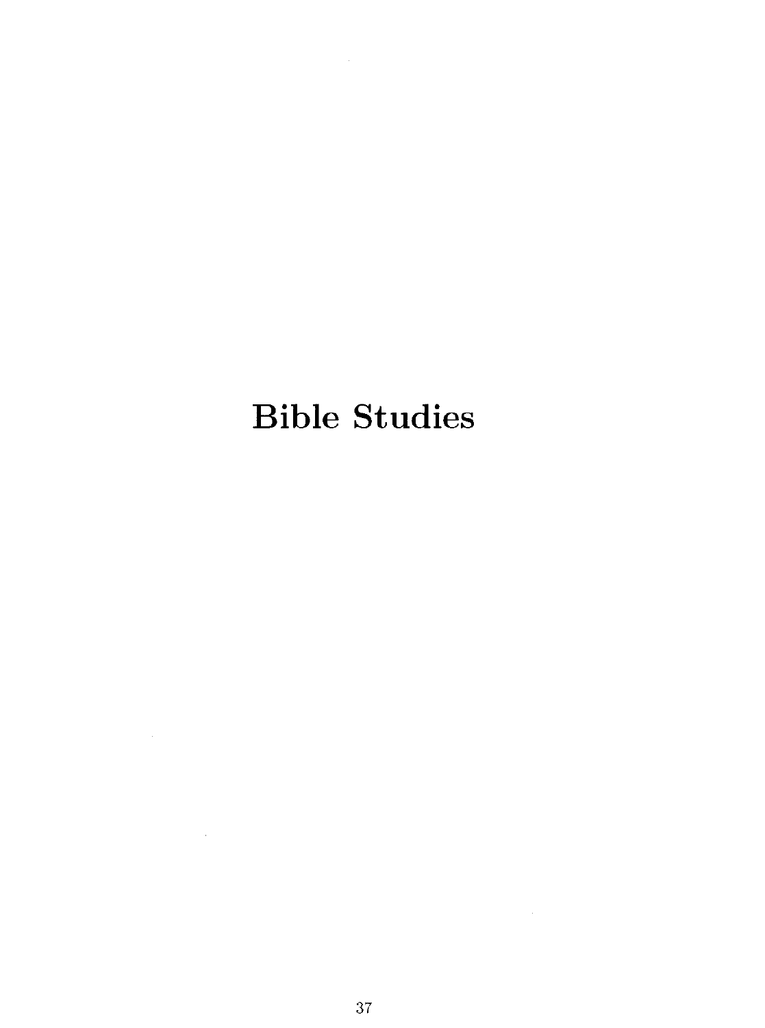# Bible Studies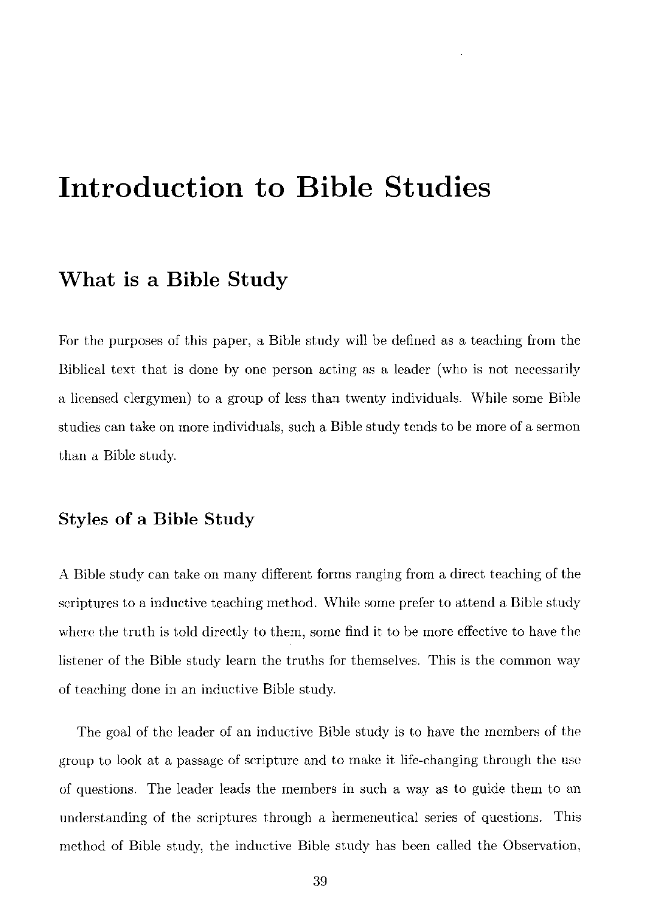# Introduction to Bible Studies

## What is a Bible Study

For the purposes of this paper, a Bible study will be defined as a teaching from the Biblical text that is done by one person acting as a leader (who is not necessarily a licensed clergymen) to a group of less than twenty individuals. While some Bible studies can take on more individuals, such a Bible study tends to be more of a sermon than a Bible study.

### Styles of a Bible Study

A Bible study can take on many different forms ranging from a direct teaching of the scriptures to a inductive teaching method. While some prefer to attend a Bible study where the truth is told directly to them, some find it to be more effective to have the listener of the Bible study learn the truths for themselves. This is the common way of teaching done in an inductive Bible study.

The goal of the leader of an inductive Bible study is to have the members of the group to look at a passage of scripture and to make it life-changing through the use of questions. The leader leads the members in such a way as to guide them to an understanding of the scriptures through a hermeneutical series of questions. This method of Bible study, the inductive Bible study has been called the Observation,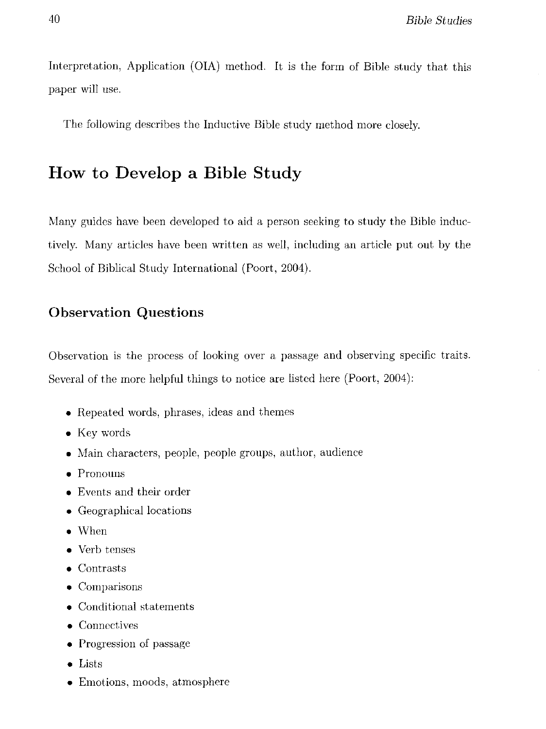Interpretation, Application (OIA) method. It is the form of Bible study that this paper will use.

The following describes the Inductive Bible study method more closely.

## How to Develop a Bible Study

Many guides have been developed to aid a person seeking to study the Bible inductively. Many articles have been written as well, including an article put out by the School of Biblical Study International (Poort, 2004).

### Observation Questions

Observation is the process of looking over a passage and observing specific traits. Several of the more helpful things to notice are listed here (Poort, 2004):

- Repeated words, phrases, ideas and themes
- Key words
- Main characters, people, people groups, author, audience
- Pronouns
- Events and their order
- Geographical locations
- When
- Verb tenses
- Contrasts
- Comparisons
- Conditional statements
- Connectives
- Progression of passage
- Lists
- Emotions, moods, atmosphere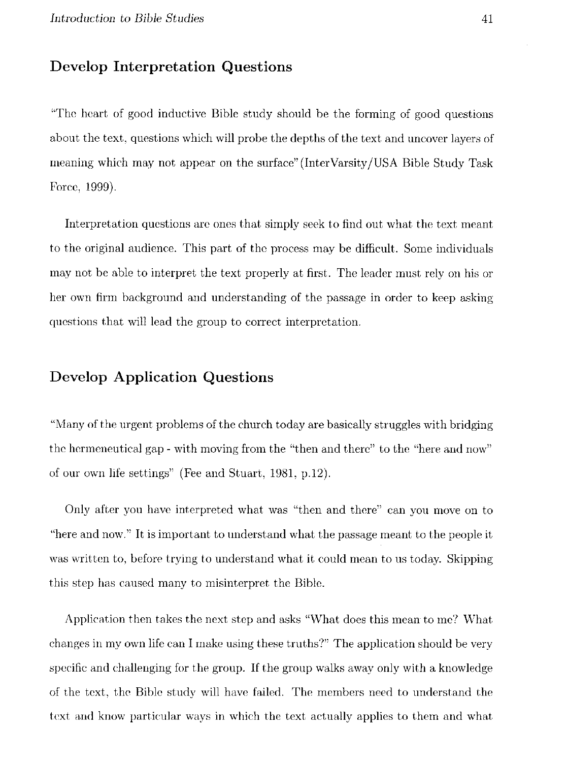## Develop Interpretation Questions

"The heart of good inductive Bible study should be the forming of good questions about the text, questions which will probe the depths of the text and uncover layers of meaning which may not appear on the surface"(InterVarsity/USA Bible Study Task Force, 1999).

Interpretation questions are ones that simply seek to find out what the text meant to the original audience. This part of the process may be difficult. Some individuals may not be able to interpret the text properly at first. The leader must rely on his or her own firm background and understanding of the passage in order to keep asking questions that will lead the group to correct interpretation.

## Develop Application Questions

"Many of the urgent problems of the church today are basically struggles with bridging the hermeneutical gap - with moving from the "then and there" to the "here and now" of our own life settings" (Fee and Stuart, 1981, p.12).

Only after you have interpreted what was "then and there" can you move on to "here and now." It is important to understand what the passage meant to the people it was written to, before trying to understand what it could mean to us today. Skipping this step has caused many to misinterpret the Bible.

Application then takes the next step and asks "What does this mean to me? What changes in my own life can I make using these truths?" The application should be very specific and challenging for the group. If the group walks away only with a knowledge of the text, the Bible study will have failed. The members need to understand the text and know particular ways in which the text actually applies to them and what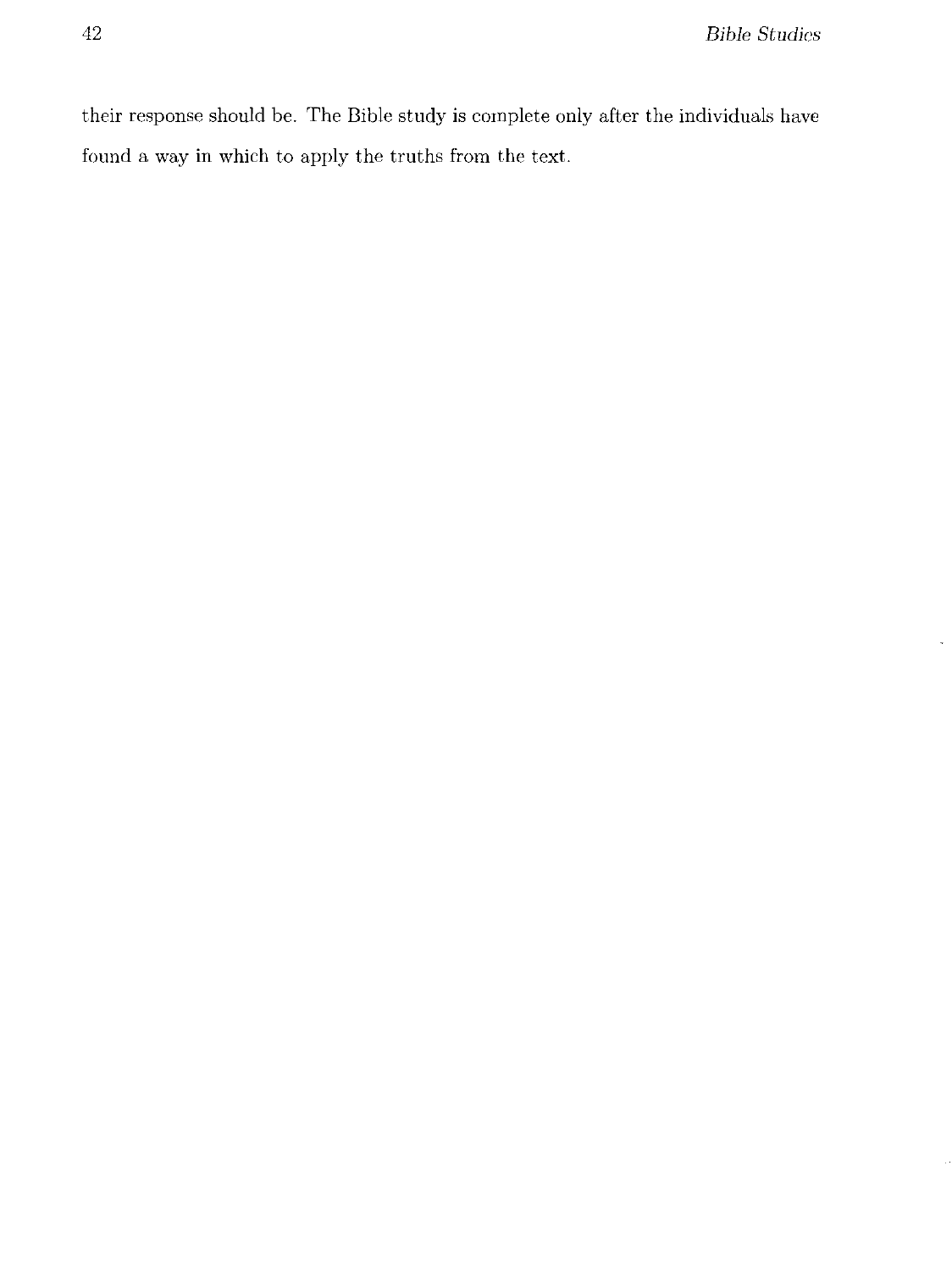their response should be. The Bible study is complete only after the individuals have found a way in which to apply the truths from the text.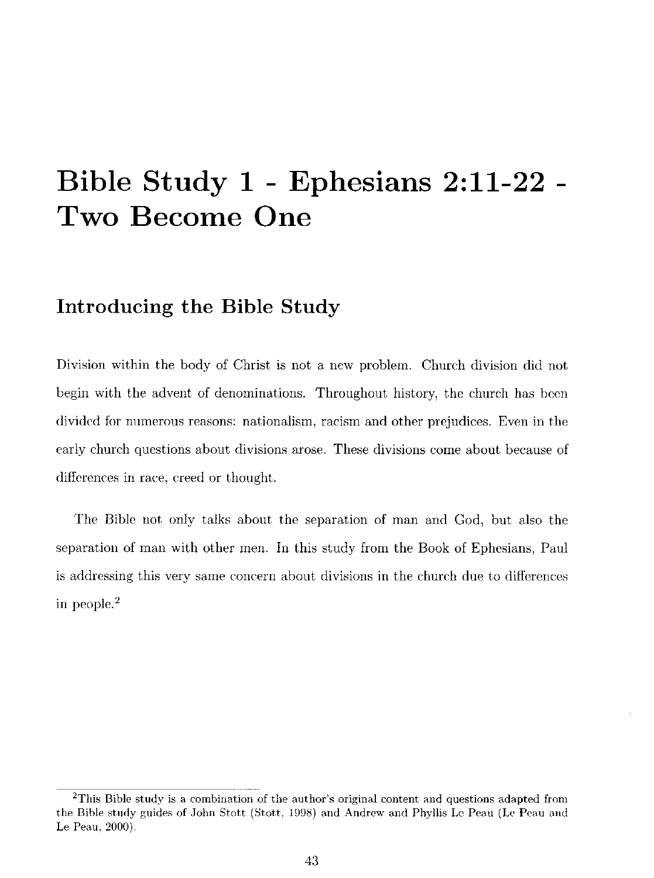# Bible Study 1 - Ephesians 2:11-22 - Two Become One

## Introducing the Bible Study

Division within the body of Christ is not a new problem. Church division did not begin with the advent of denominations. Throughout history, the church has been divided for numerous reasons: nationalism, racism and other prejudices. Even in the early church questions about divisions arose. These divisions come about because of differences in race, creed or thought.

The Bible not only talks about the separation of man and God, but also the separation of man with other men. In this study from the Book of Ephesians, Paul is addressing this very same concern about divisions in the church due to differences in people.[2]

[2]This Bible study is a combination of the author's original content and questions adapted from the Bible study guides of John Stott (Stott, 1998) and Andrew and Phyllis Le Peau (Le Peau and Le Peau, 2000).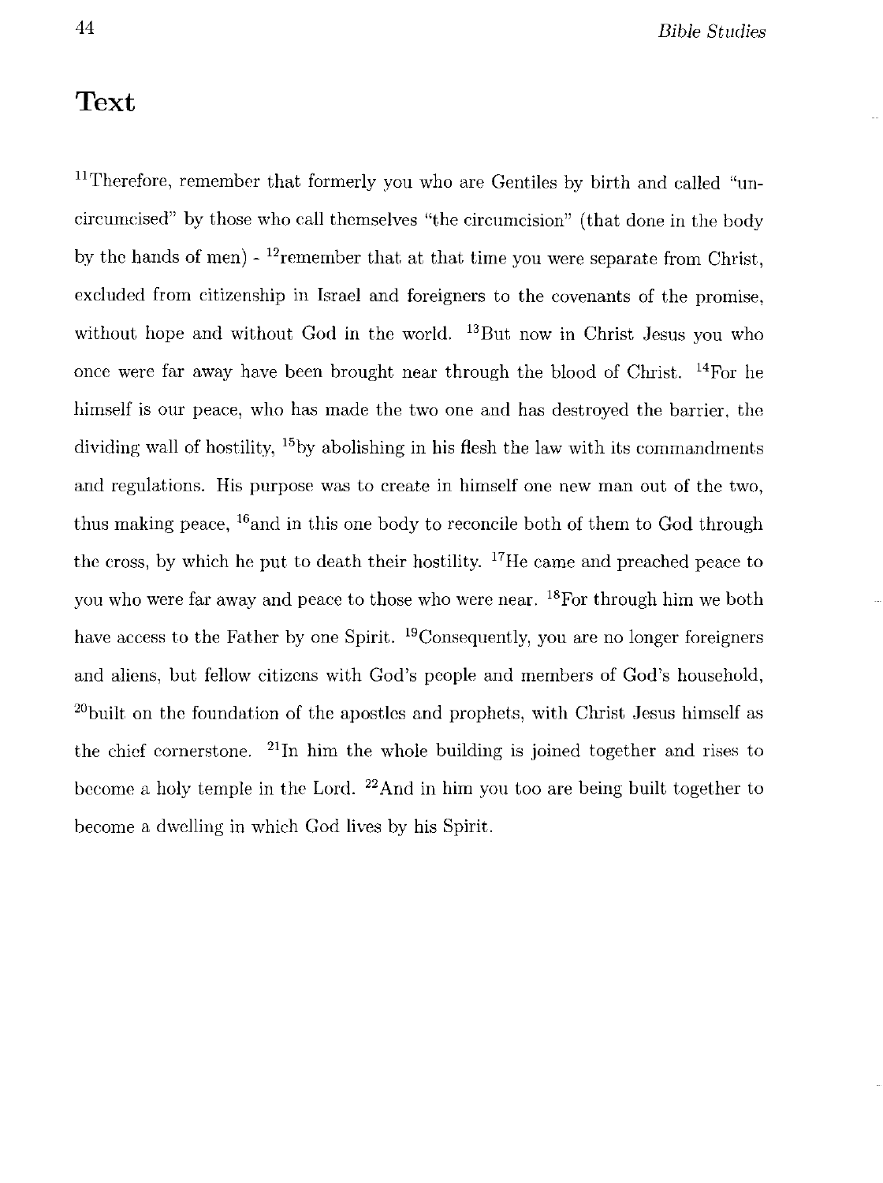# Text

[11]Therefore, remember that formerly you who are Gentiles by birth and called "uncircumcised" by those who call themselves "the circumcision" (that done in the body by the hands of men) - [12]remember that at that time you were separate from Christ, excluded from citizenship in Israel and foreigners to the covenants of the promise, without hope and without God in the world. [13]But now in Christ Jesus you who once were far away have been brought near through the blood of Christ. [14]For he himself is our peace, who has made the two one and has destroyed the barrier, the dividing wall of hostility, [15]by abolishing in his flesh the law with its commandments and regulations. His purpose was to create in himself one new man out of the two, thus making peace, [16]and in this one body to reconcile both of them to God through the cross, by which he put to death their hostility. [17]He came and preached peace to you who were far away and peace to those who were near. [18]For through him we both have access to the Father by one Spirit. [19]Consequently, you are no longer foreigners and aliens, but fellow citizens with God's people and members of God's household, [20]built on the foundation of the apostles and prophets, with Christ Jesus himself as the chief cornerstone. [21]In him the whole building is joined together and rises to become a holy temple in the Lord. [22]And in him you too are being built together to become a dwelling in which God lives by his Spirit.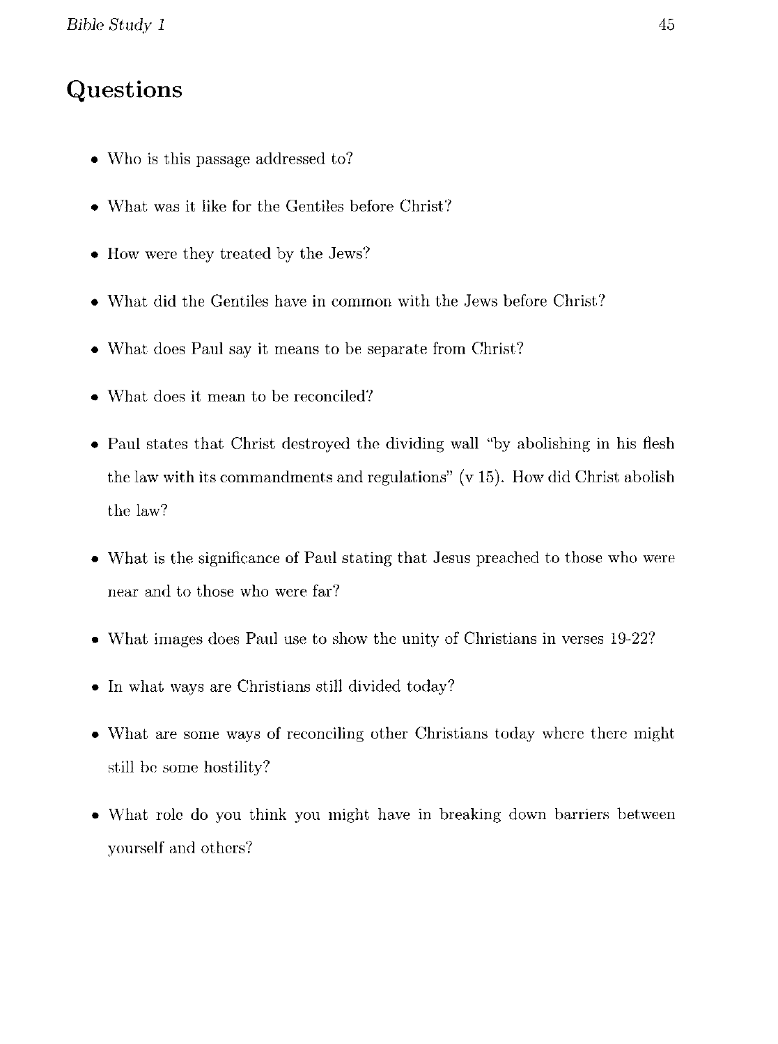## Questions

- Who is this passage addressed to?
- What was it like for the Gentiles before Christ?
- How were they treated by the Jews?
- What did the Gentiles have in common with the Jews before Christ?
- What does Paul say it means to be separate from Christ?
- What does it mean to be reconciled?
- Paul states that Christ destroyed the dividing wall "by abolishing in his flesh the law with its commandments and regulations" (v 15). How did Christ abolish the law?
- What is the significance of Paul stating that Jesus preached to those who were near and to those who were far?
- What images does Paul use to show the unity of Christians in verses 19-22?
- In what ways are Christians still divided today?
- What are some ways of reconciling other Christians today where there might still be some hostility?
- What role do you think you might have in breaking down barriers between yourself and others?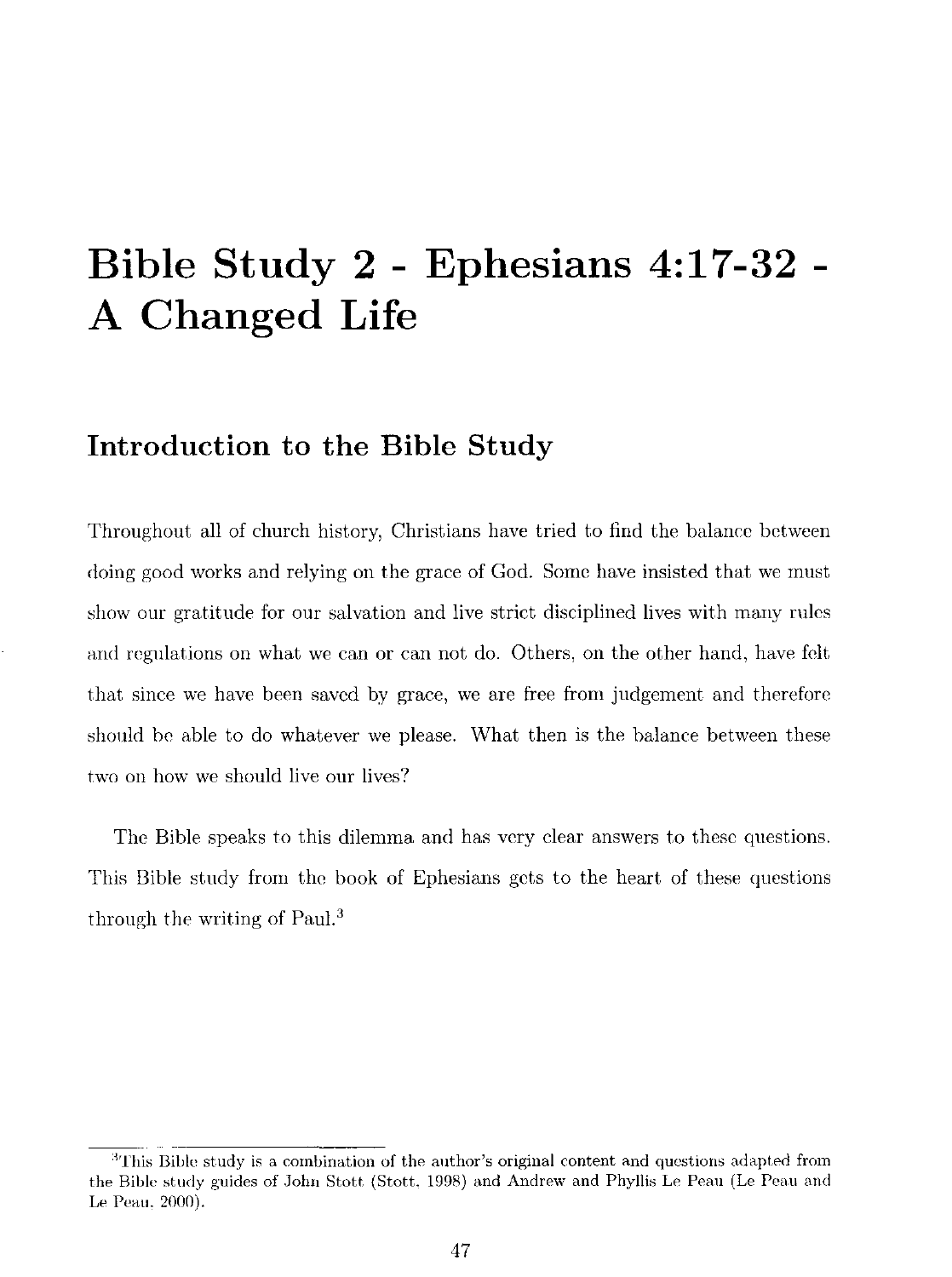# Bible Study 2 - Ephesians 4:17-32 - A Changed Life

## Introduction to the Bible Study

Throughout all of church history, Christians have tried to find the balance between doing good works and relying on the grace of God. Some have insisted that we must show our gratitude for our salvation and live strict disciplined lives with many rules and regulations on what we can or can not do. Others, on the other hand, have felt that since we have been saved by grace, we are free from judgement and therefore should be able to do whatever we please. What then is the balance between these two on how we should live our lives?

The Bible speaks to this dilemma and has very clear answers to these questions. This Bible study from the book of Ephesians gets to the heart of these questions through the writing of Paul.[3]

[3] This Bible study is a combination of the author's original content and questions adapted from the Bible study guides of John Stott (Stott, 1998) and Andrew and Phyllis Le Peau (Le Peau and Le Peau, 2000).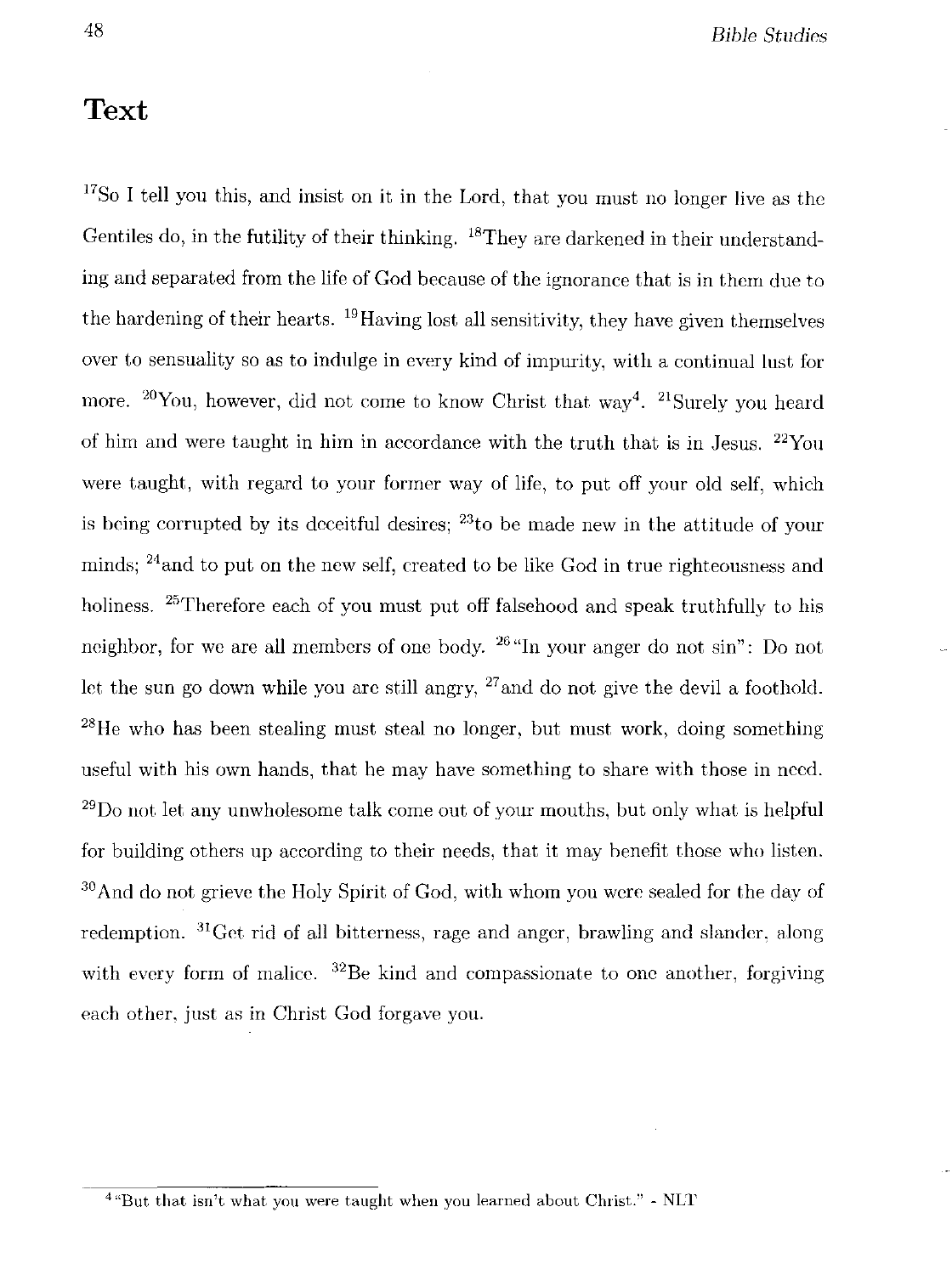## Text

[17]So I tell you this, and insist on it in the Lord, that you must no longer live as the Gentiles do, in the futility of their thinking. [18]They are darkened in their understanding and separated from the life of God because of the ignorance that is in them due to the hardening of their hearts. [19]Having lost all sensitivity, they have given themselves over to sensuality so as to indulge in every kind of impurity, with a continual lust for more. [20]You, however, did not come to know Christ that way[4]. [21]Surely you heard of him and were taught in him in accordance with the truth that is in Jesus. [22]You were taught, with regard to your former way of life, to put off your old self, which is being corrupted by its deceitful desires; [23]to be made new in the attitude of your minds; [24]and to put on the new self, created to be like God in true righteousness and holiness. [25]Therefore each of you must put off falsehood and speak truthfully to his neighbor, for we are all members of one body. [26]"In your anger do not sin": Do not let the sun go down while you are still angry, [27]and do not give the devil a foothold. [28]He who has been stealing must steal no longer, but must work, doing something useful with his own hands, that he may have something to share with those in need. [29]Do not let any unwholesome talk come out of your mouths, but only what is helpful for building others up according to their needs, that it may benefit those who listen. [30]And do not grieve the Holy Spirit of God, with whom you were sealed for the day of redemption. [31]Get rid of all bitterness, rage and anger, brawling and slander, along with every form of malice. [32]Be kind and compassionate to one another, forgiving each other, just as in Christ God forgave you.

[4]"But that isn't what you were taught when you learned about Christ." - NLT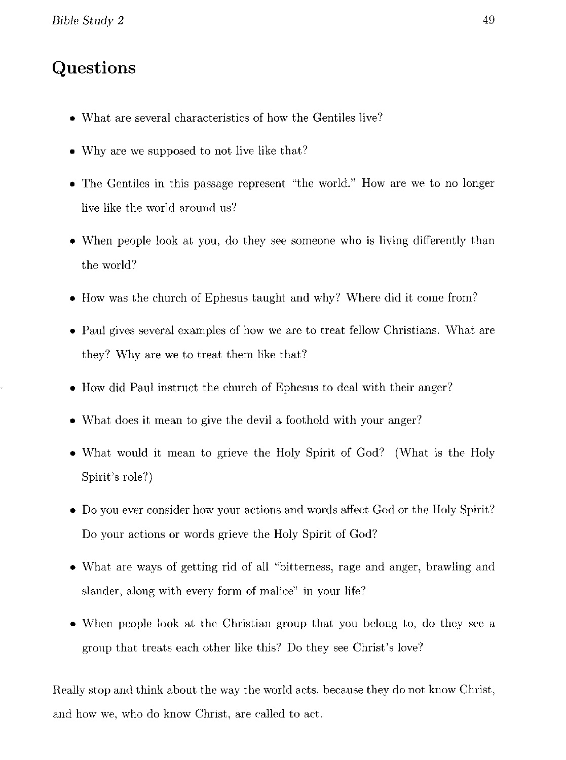## Questions

- What are several characteristics of how the Gentiles live?
- Why are we supposed to not live like that?
- The Gentiles in this passage represent "the world." How are we to no longer live like the world around us?
- When people look at you, do they see someone who is living differently than the world?
- How was the church of Ephesus taught and why? Where did it come from?
- Paul gives several examples of how we are to treat fellow Christians. What are they? Why are we to treat them like that?
- How did Paul instruct the church of Ephesus to deal with their anger?
- What does it mean to give the devil a foothold with your anger?
- What would it mean to grieve the Holy Spirit of God? (What is the Holy Spirit's role?)
- Do you ever consider how your actions and words affect God or the Holy Spirit? Do your actions or words grieve the Holy Spirit of God?
- What are ways of getting rid of all "bitterness, rage and anger, brawling and slander, along with every form of malice" in your life?
- When people look at the Christian group that you belong to, do they see a group that treats each other like this? Do they see Christ's love?

Really stop and think about the way the world acts, because they do not know Christ, and how we, who do know Christ, are called to act.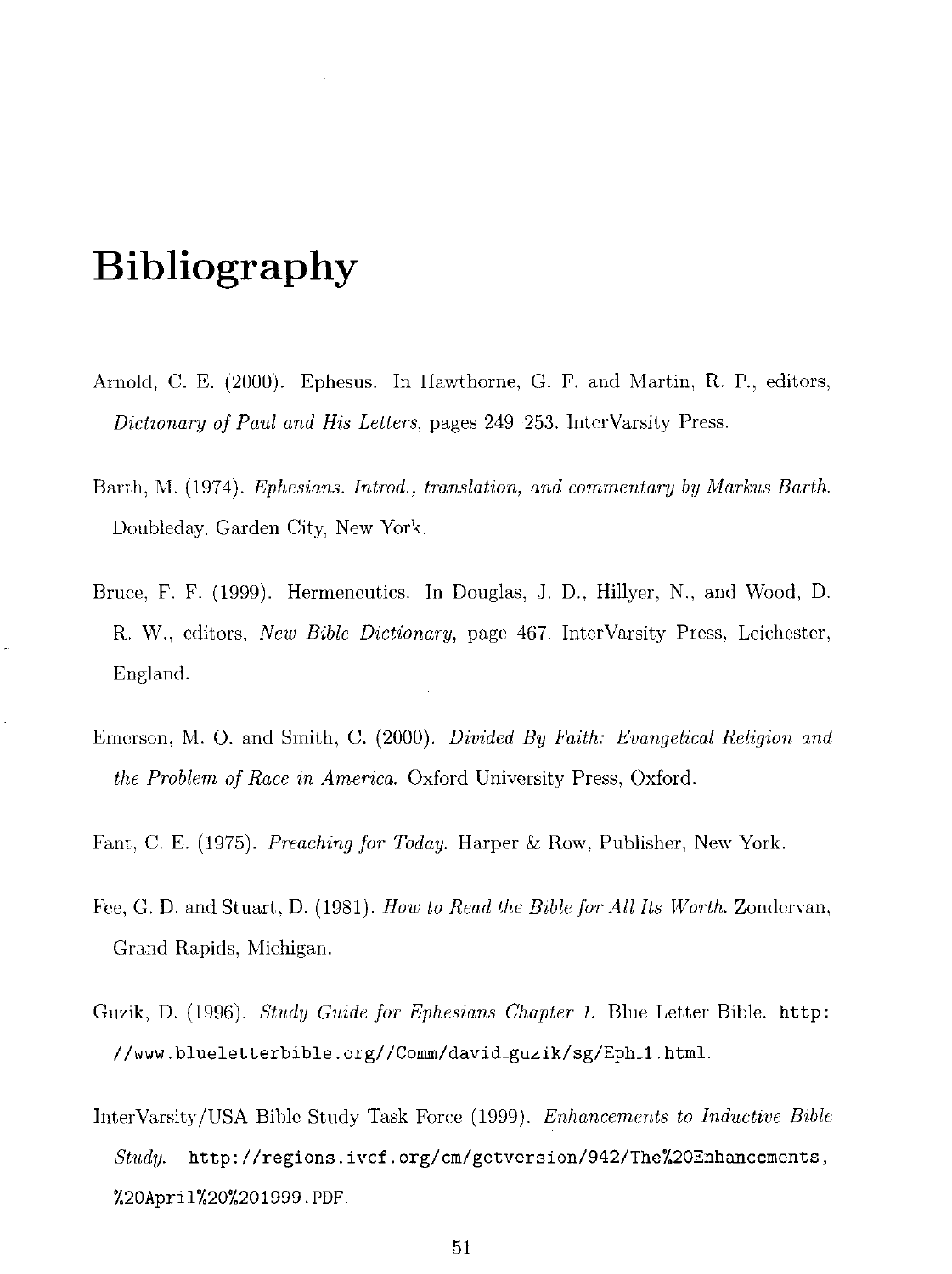# Bibliography

Arnold, C. E. (2000). Ephesus. In Hawthorne, G. F. and Martin, R. P., editors, *Dictionary of Paul and His Letters*, pages 249 253. InterVarsity Press.

Barth, M. (1974). *Ephesians. Introd., translation, and commentary by Markus Barth.* Doubleday, Garden City, New York.

Bruce, F. F. (1999). Hermeneutics. In Douglas, J. D., Hillyer, N., and Wood, D. R. W., editors, *New Bible Dictionary*, page 467. InterVarsity Press, Leichester, England.

Emerson, M. O. and Smith, C. (2000). *Divided By Faith: Evangelical Religion and the Problem of Race in America.* Oxford University Press, Oxford.

Fant, C. E. (1975). *Preaching for Today.* Harper & Row, Publisher, New York.

Fee, G. D. and Stuart, D. (1981). *How to Read the Bible for All Its Worth.* Zondervan, Grand Rapids, Michigan.

Guzik, D. (1996). *Study Guide for Ephesians Chapter 1.* Blue Letter Bible. `http://www.blueletterbible.org//Comm/david_guzik/sg/Eph_1.html`.

InterVarsity/USA Bible Study Task Force (1999). *Enhancements to Inductive Bible Study.* `http://regions.ivcf.org/cm/getversion/942/The%20Enhancements,%20April%20%201999.PDF`.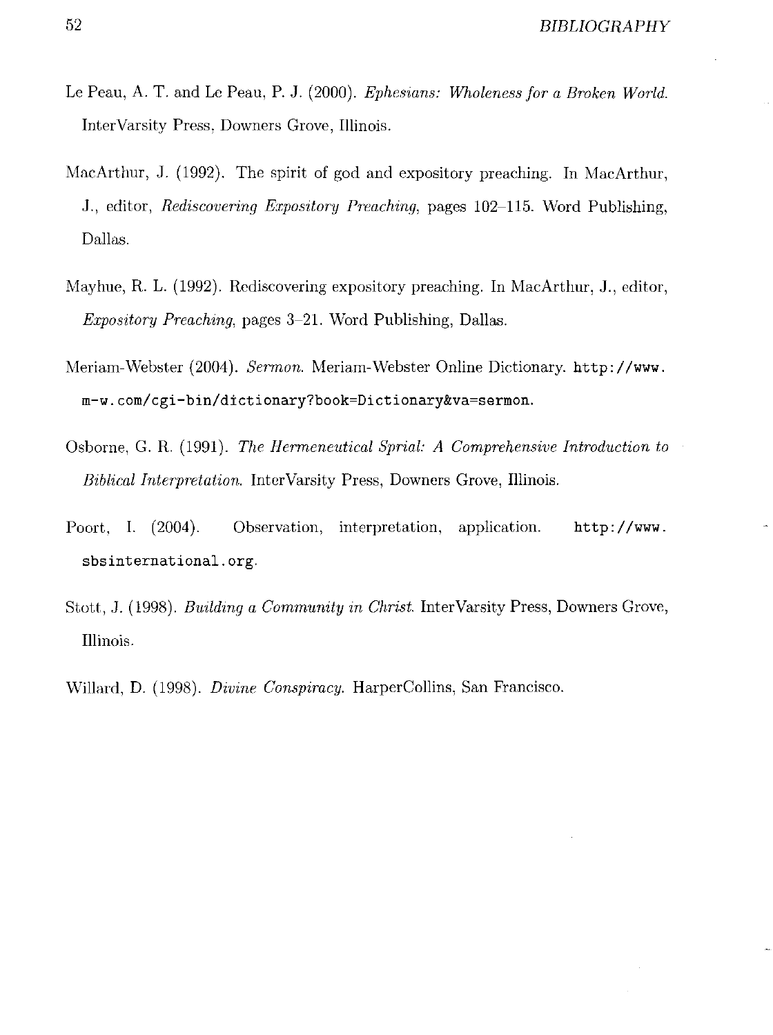Le Peau, A. T. and Le Peau, P. J. (2000). *Ephesians: Wholeness for a Broken World.* InterVarsity Press, Downers Grove, Illinois.

MacArthur, J. (1992). The spirit of god and expository preaching. In MacArthur, J., editor, *Rediscovering Expository Preaching*, pages 102–115. Word Publishing, Dallas.

Mayhue, R. L. (1992). Rediscovering expository preaching. In MacArthur, J., editor, *Expository Preaching*, pages 3–21. Word Publishing, Dallas.

Meriam-Webster (2004). *Sermon.* Meriam-Webster Online Dictionary. `http://www.m-w.com/cgi-bin/dictionary?book=Dictionary&va=sermon`.

Osborne, G. R. (1991). *The Hermeneutical Sprial: A Comprehensive Introduction to Biblical Interpretation.* InterVarsity Press, Downers Grove, Illinois.

Poort, I. (2004). Observation, interpretation, application. `http://www.sbsinternational.org`.

Stott, J. (1998). *Building a Community in Christ.* InterVarsity Press, Downers Grove, Illinois.

Willard, D. (1998). *Divine Conspiracy.* HarperCollins, San Francisco.